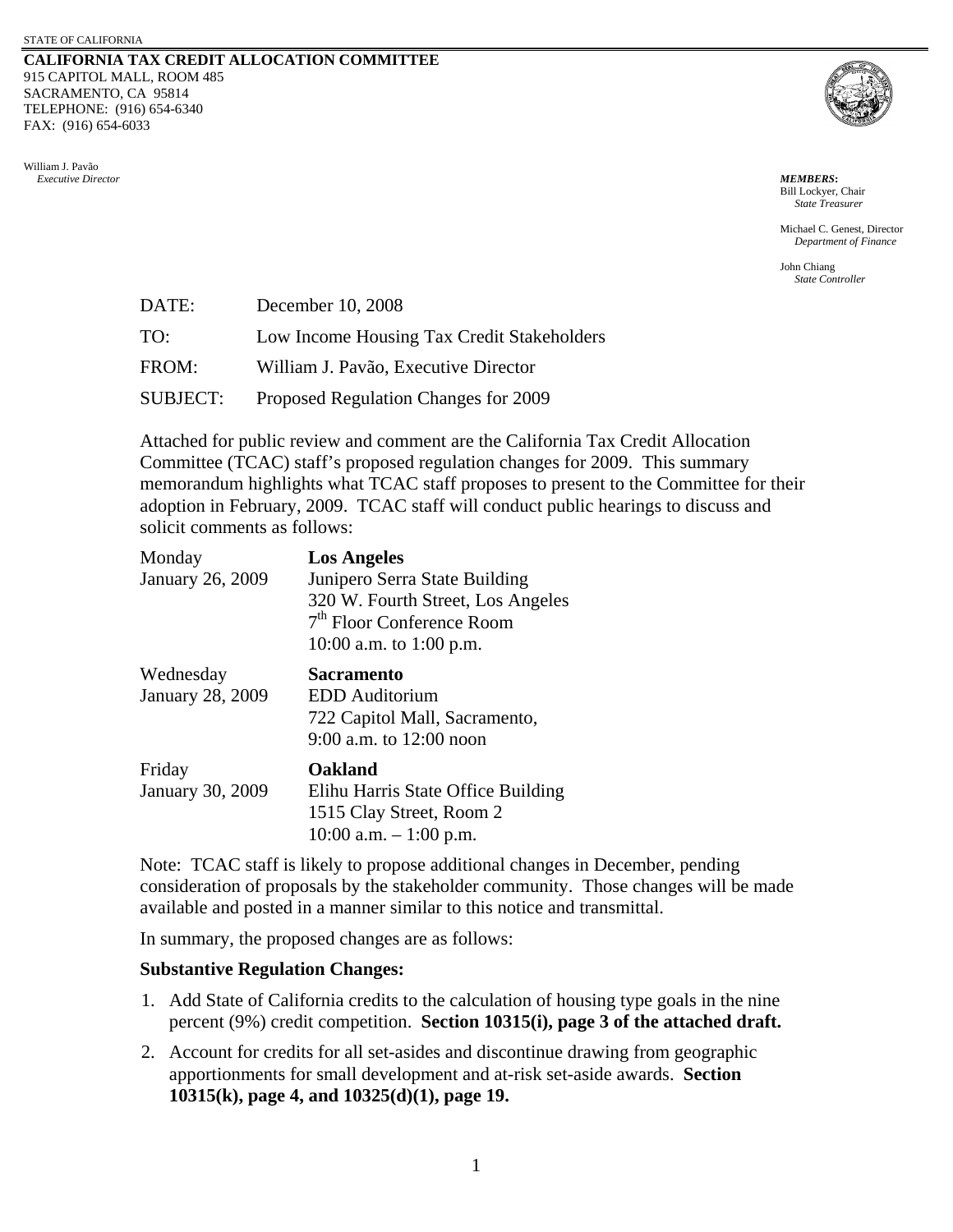STATE OF CALIFORNIA

**CALIFORNIA TAX CREDIT ALLOCATION COMMITTEE**
915 CAPITOL MALL, ROOM 485
SACRAMENTO, CA 95814
TELEPHONE: (916) 654-6340
FAX: (916) 654-6033

William J. Pavão
*Executive Director*

***MEMBERS*:**
Bill Lockyer, Chair
*State Treasurer*

Michael C. Genest, Director
*Department of Finance*

John Chiang
*State Controller*

| | |
|---|---|
| DATE: | December 10, 2008 |
| TO: | Low Income Housing Tax Credit Stakeholders |
| FROM: | William J. Pavão, Executive Director |
| SUBJECT: | Proposed Regulation Changes for 2009 |

Attached for public review and comment are the California Tax Credit Allocation Committee (TCAC) staff's proposed regulation changes for 2009. This summary memorandum highlights what TCAC staff proposes to present to the Committee for their adoption in February, 2009. TCAC staff will conduct public hearings to discuss and solicit comments as follows:

| | |
|---|---|
| Monday<br>January 26, 2009 | **Los Angeles**<br>Junipero Serra State Building<br>320 W. Fourth Street, Los Angeles<br>7th Floor Conference Room<br>10:00 a.m. to 1:00 p.m. |
| Wednesday<br>January 28, 2009 | **Sacramento**<br>EDD Auditorium<br>722 Capitol Mall, Sacramento,<br>9:00 a.m. to 12:00 noon |
| Friday<br>January 30, 2009 | **Oakland**<br>Elihu Harris State Office Building<br>1515 Clay Street, Room 2<br>10:00 a.m. – 1:00 p.m. |

Note: TCAC staff is likely to propose additional changes in December, pending consideration of proposals by the stakeholder community. Those changes will be made available and posted in a manner similar to this notice and transmittal.

In summary, the proposed changes are as follows:

**Substantive Regulation Changes:**

1. Add State of California credits to the calculation of housing type goals in the nine percent (9%) credit competition. **Section 10315(i), page 3 of the attached draft.**
2. Account for credits for all set-asides and discontinue drawing from geographic apportionments for small development and at-risk set-aside awards. **Section 10315(k), page 4, and 10325(d)(1), page 19.**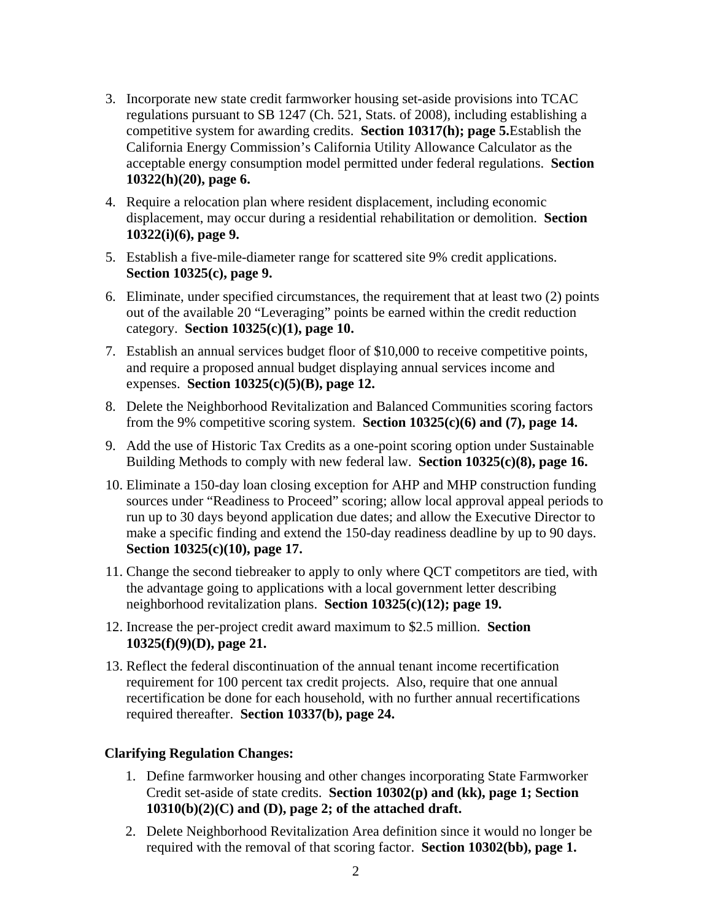3. Incorporate new state credit farmworker housing set-aside provisions into TCAC regulations pursuant to SB 1247 (Ch. 521, Stats. of 2008), including establishing a competitive system for awarding credits. **Section 10317(h); page 5.**Establish the California Energy Commission's California Utility Allowance Calculator as the acceptable energy consumption model permitted under federal regulations. **Section 10322(h)(20), page 6.**

4. Require a relocation plan where resident displacement, including economic displacement, may occur during a residential rehabilitation or demolition. **Section 10322(i)(6), page 9.**

5. Establish a five-mile-diameter range for scattered site 9% credit applications. **Section 10325(c), page 9.**

6. Eliminate, under specified circumstances, the requirement that at least two (2) points out of the available 20 "Leveraging" points be earned within the credit reduction category. **Section 10325(c)(1), page 10.**

7. Establish an annual services budget floor of $10,000 to receive competitive points, and require a proposed annual budget displaying annual services income and expenses. **Section 10325(c)(5)(B), page 12.**

8. Delete the Neighborhood Revitalization and Balanced Communities scoring factors from the 9% competitive scoring system. **Section 10325(c)(6) and (7), page 14.**

9. Add the use of Historic Tax Credits as a one-point scoring option under Sustainable Building Methods to comply with new federal law. **Section 10325(c)(8), page 16.**

10. Eliminate a 150-day loan closing exception for AHP and MHP construction funding sources under "Readiness to Proceed" scoring; allow local approval appeal periods to run up to 30 days beyond application due dates; and allow the Executive Director to make a specific finding and extend the 150-day readiness deadline by up to 90 days. **Section 10325(c)(10), page 17.**

11. Change the second tiebreaker to apply to only where QCT competitors are tied, with the advantage going to applications with a local government letter describing neighborhood revitalization plans. **Section 10325(c)(12); page 19.**

12. Increase the per-project credit award maximum to $2.5 million. **Section 10325(f)(9)(D), page 21.**

13. Reflect the federal discontinuation of the annual tenant income recertification requirement for 100 percent tax credit projects. Also, require that one annual recertification be done for each household, with no further annual recertifications required thereafter. **Section 10337(b), page 24.**

**Clarifying Regulation Changes:**

1. Define farmworker housing and other changes incorporating State Farmworker Credit set-aside of state credits. **Section 10302(p) and (kk), page 1; Section 10310(b)(2)(C) and (D), page 2; of the attached draft.**

2. Delete Neighborhood Revitalization Area definition since it would no longer be required with the removal of that scoring factor. **Section 10302(bb), page 1.**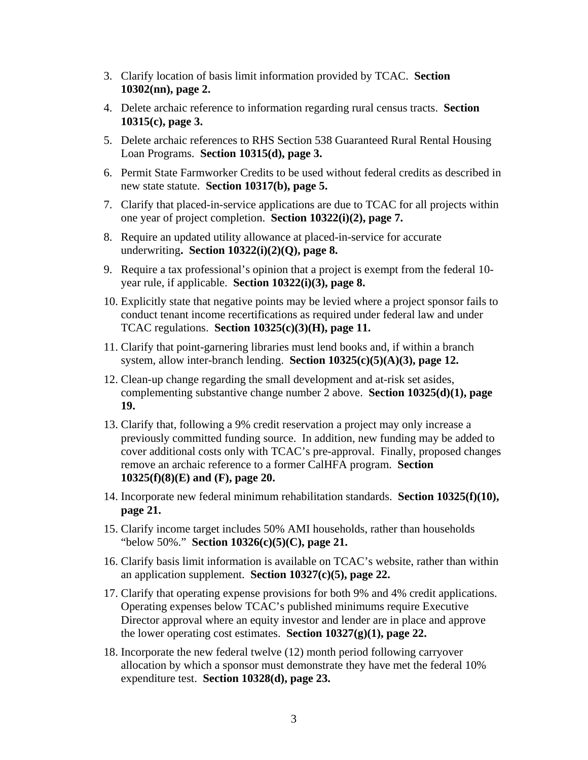3. Clarify location of basis limit information provided by TCAC. **Section 10302(nn), page 2.**

4. Delete archaic reference to information regarding rural census tracts. **Section 10315(c), page 3.**

5. Delete archaic references to RHS Section 538 Guaranteed Rural Rental Housing Loan Programs. **Section 10315(d), page 3.**

6. Permit State Farmworker Credits to be used without federal credits as described in new state statute. **Section 10317(b), page 5.**

7. Clarify that placed-in-service applications are due to TCAC for all projects within one year of project completion. **Section 10322(i)(2), page 7.**

8. Require an updated utility allowance at placed-in-service for accurate underwriting**. Section 10322(i)(2)(Q), page 8.**

9. Require a tax professional's opinion that a project is exempt from the federal 10-year rule, if applicable. **Section 10322(i)(3), page 8.**

10. Explicitly state that negative points may be levied where a project sponsor fails to conduct tenant income recertifications as required under federal law and under TCAC regulations. **Section 10325(c)(3)(H), page 11.**

11. Clarify that point-garnering libraries must lend books and, if within a branch system, allow inter-branch lending. **Section 10325(c)(5)(A)(3), page 12.**

12. Clean-up change regarding the small development and at-risk set asides, complementing substantive change number 2 above. **Section 10325(d)(1), page 19.**

13. Clarify that, following a 9% credit reservation a project may only increase a previously committed funding source. In addition, new funding may be added to cover additional costs only with TCAC's pre-approval. Finally, proposed changes remove an archaic reference to a former CalHFA program. **Section 10325(f)(8)(E) and (F), page 20.**

14. Incorporate new federal minimum rehabilitation standards. **Section 10325(f)(10), page 21.**

15. Clarify income target includes 50% AMI households, rather than households "below 50%." **Section 10326(c)(5)(C), page 21.**

16. Clarify basis limit information is available on TCAC's website, rather than within an application supplement. **Section 10327(c)(5), page 22.**

17. Clarify that operating expense provisions for both 9% and 4% credit applications. Operating expenses below TCAC's published minimums require Executive Director approval where an equity investor and lender are in place and approve the lower operating cost estimates. **Section 10327(g)(1), page 22.**

18. Incorporate the new federal twelve (12) month period following carryover allocation by which a sponsor must demonstrate they have met the federal 10% expenditure test. **Section 10328(d), page 23.**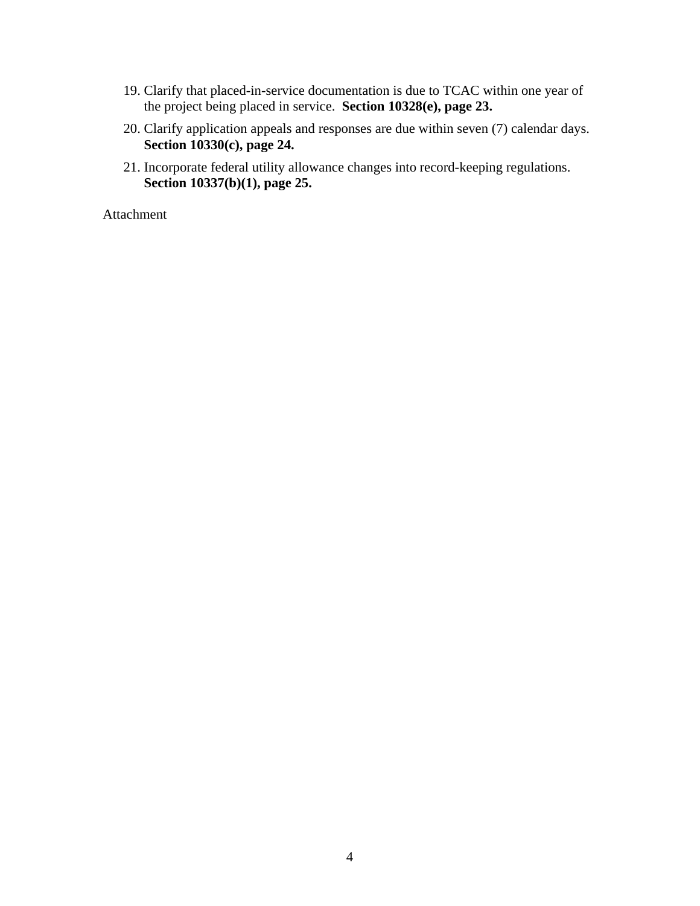19. Clarify that placed-in-service documentation is due to TCAC within one year of the project being placed in service. **Section 10328(e), page 23.**
20. Clarify application appeals and responses are due within seven (7) calendar days. **Section 10330(c), page 24.**
21. Incorporate federal utility allowance changes into record-keeping regulations. **Section 10337(b)(1), page 25.**

Attachment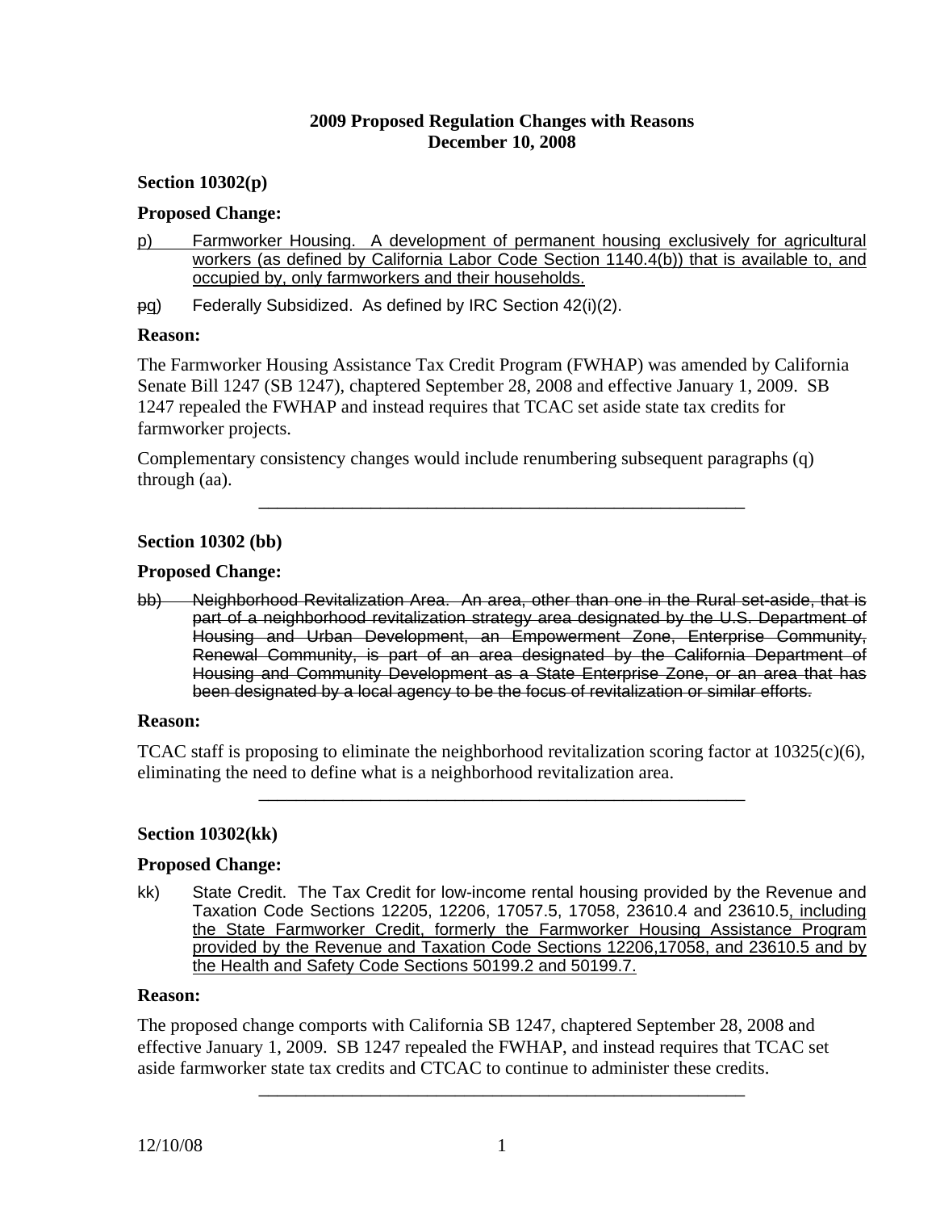**2009 Proposed Regulation Changes with Reasons**
**December 10, 2008**

**Section 10302(p)**

**Proposed Change:**

<u>p) Farmworker Housing. A development of permanent housing exclusively for agricultural workers (as defined by California Labor Code Section 1140.4(b)) that is available to, and occupied by, only farmworkers and their households.</u>

~~p~~<u>q</u>) Federally Subsidized. As defined by IRC Section 42(i)(2).

**Reason:**

The Farmworker Housing Assistance Tax Credit Program (FWHAP) was amended by California Senate Bill 1247 (SB 1247), chaptered September 28, 2008 and effective January 1, 2009. SB 1247 repealed the FWHAP and instead requires that TCAC set aside state tax credits for farmworker projects.

Complementary consistency changes would include renumbering subsequent paragraphs (q) through (aa).

---

**Section 10302 (bb)**

**Proposed Change:**

~~bb) Neighborhood Revitalization Area. An area, other than one in the Rural set-aside, that is part of a neighborhood revitalization strategy area designated by the U.S. Department of Housing and Urban Development, an Empowerment Zone, Enterprise Community, Renewal Community, is part of an area designated by the California Department of Housing and Community Development as a State Enterprise Zone, or an area that has been designated by a local agency to be the focus of revitalization or similar efforts.~~

**Reason:**

TCAC staff is proposing to eliminate the neighborhood revitalization scoring factor at 10325(c)(6), eliminating the need to define what is a neighborhood revitalization area.

---

**Section 10302(kk)**

**Proposed Change:**

kk) State Credit. The Tax Credit for low-income rental housing provided by the Revenue and Taxation Code Sections 12205, 12206, 17057.5, 17058, 23610.4 and 23610.5<u>, including the State Farmworker Credit, formerly the Farmworker Housing Assistance Program provided by the Revenue and Taxation Code Sections 12206,17058, and 23610.5 and by the Health and Safety Code Sections 50199.2 and 50199.7.</u>

**Reason:**

The proposed change comports with California SB 1247, chaptered September 28, 2008 and effective January 1, 2009. SB 1247 repealed the FWHAP, and instead requires that TCAC set aside farmworker state tax credits and CTCAC to continue to administer these credits.

---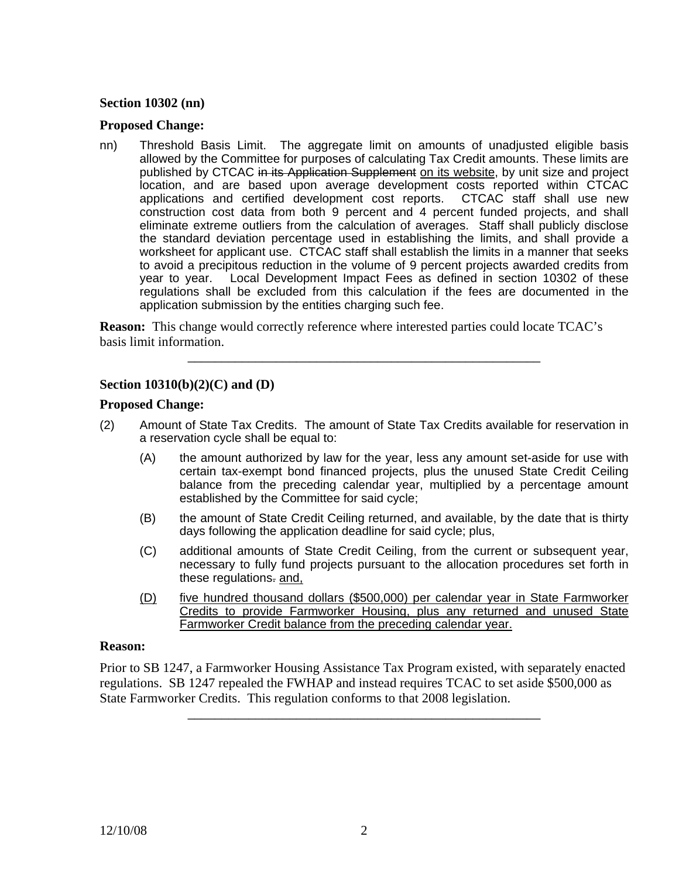**Section 10302 (nn)**

**Proposed Change:**

nn) Threshold Basis Limit. The aggregate limit on amounts of unadjusted eligible basis allowed by the Committee for purposes of calculating Tax Credit amounts. These limits are published by CTCAC ~~in its Application Supplement~~ on its website, by unit size and project location, and are based upon average development costs reported within CTCAC applications and certified development cost reports. CTCAC staff shall use new construction cost data from both 9 percent and 4 percent funded projects, and shall eliminate extreme outliers from the calculation of averages. Staff shall publicly disclose the standard deviation percentage used in establishing the limits, and shall provide a worksheet for applicant use. CTCAC staff shall establish the limits in a manner that seeks to avoid a precipitous reduction in the volume of 9 percent projects awarded credits from year to year. Local Development Impact Fees as defined in section 10302 of these regulations shall be excluded from this calculation if the fees are documented in the application submission by the entities charging such fee.

**Reason:** This change would correctly reference where interested parties could locate TCAC's basis limit information.

---

**Section 10310(b)(2)(C) and (D)**

**Proposed Change:**

(2) Amount of State Tax Credits. The amount of State Tax Credits available for reservation in a reservation cycle shall be equal to:

(A) the amount authorized by law for the year, less any amount set-aside for use with certain tax-exempt bond financed projects, plus the unused State Credit Ceiling balance from the preceding calendar year, multiplied by a percentage amount established by the Committee for said cycle;

(B) the amount of State Credit Ceiling returned, and available, by the date that is thirty days following the application deadline for said cycle; plus,

(C) additional amounts of State Credit Ceiling, from the current or subsequent year, necessary to fully fund projects pursuant to the allocation procedures set forth in these regulations~~.~~ and,

(D) five hundred thousand dollars ($500,000) per calendar year in State Farmworker Credits to provide Farmworker Housing, plus any returned and unused State Farmworker Credit balance from the preceding calendar year.

**Reason:**

Prior to SB 1247, a Farmworker Housing Assistance Tax Program existed, with separately enacted regulations. SB 1247 repealed the FWHAP and instead requires TCAC to set aside $500,000 as State Farmworker Credits. This regulation conforms to that 2008 legislation.

---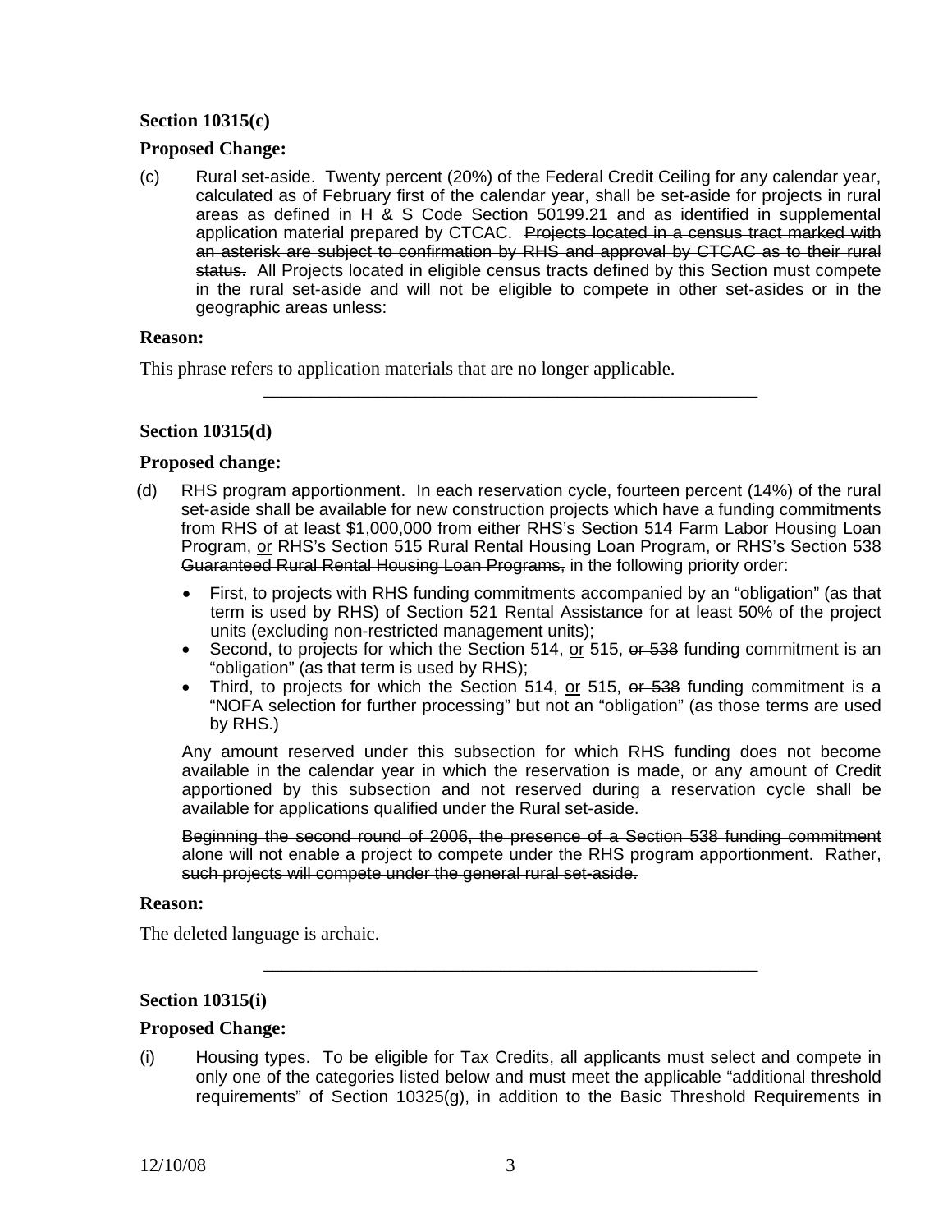**Section 10315(c)**

**Proposed Change:**

(c) Rural set-aside. Twenty percent (20%) of the Federal Credit Ceiling for any calendar year, calculated as of February first of the calendar year, shall be set-aside for projects in rural areas as defined in H & S Code Section 50199.21 and as identified in supplemental application material prepared by CTCAC. ~~Projects located in a census tract marked with an asterisk are subject to confirmation by RHS and approval by CTCAC as to their rural status.~~ All Projects located in eligible census tracts defined by this Section must compete in the rural set-aside and will not be eligible to compete in other set-asides or in the geographic areas unless:

**Reason:**

This phrase refers to application materials that are no longer applicable.

---

**Section 10315(d)**

**Proposed change:**

(d) RHS program apportionment. In each reservation cycle, fourteen percent (14%) of the rural set-aside shall be available for new construction projects which have a funding commitments from RHS of at least $1,000,000 from either RHS's Section 514 Farm Labor Housing Loan Program, <u>or</u> RHS's Section 515 Rural Rental Housing Loan Program~~, or RHS's Section 538 Guaranteed Rural Rental Housing Loan Programs,~~ in the following priority order:

- First, to projects with RHS funding commitments accompanied by an "obligation" (as that term is used by RHS) of Section 521 Rental Assistance for at least 50% of the project units (excluding non-restricted management units);
- Second, to projects for which the Section 514, <u>or</u> 515, ~~or 538~~ funding commitment is an "obligation" (as that term is used by RHS);
- Third, to projects for which the Section 514, <u>or</u> 515, ~~or 538~~ funding commitment is a "NOFA selection for further processing" but not an "obligation" (as those terms are used by RHS.)

Any amount reserved under this subsection for which RHS funding does not become available in the calendar year in which the reservation is made, or any amount of Credit apportioned by this subsection and not reserved during a reservation cycle shall be available for applications qualified under the Rural set-aside.

~~Beginning the second round of 2006, the presence of a Section 538 funding commitment alone will not enable a project to compete under the RHS program apportionment. Rather, such projects will compete under the general rural set-aside.~~

**Reason:**

The deleted language is archaic.

---

**Section 10315(i)**

**Proposed Change:**

(i) Housing types. To be eligible for Tax Credits, all applicants must select and compete in only one of the categories listed below and must meet the applicable "additional threshold requirements" of Section 10325(g), in addition to the Basic Threshold Requirements in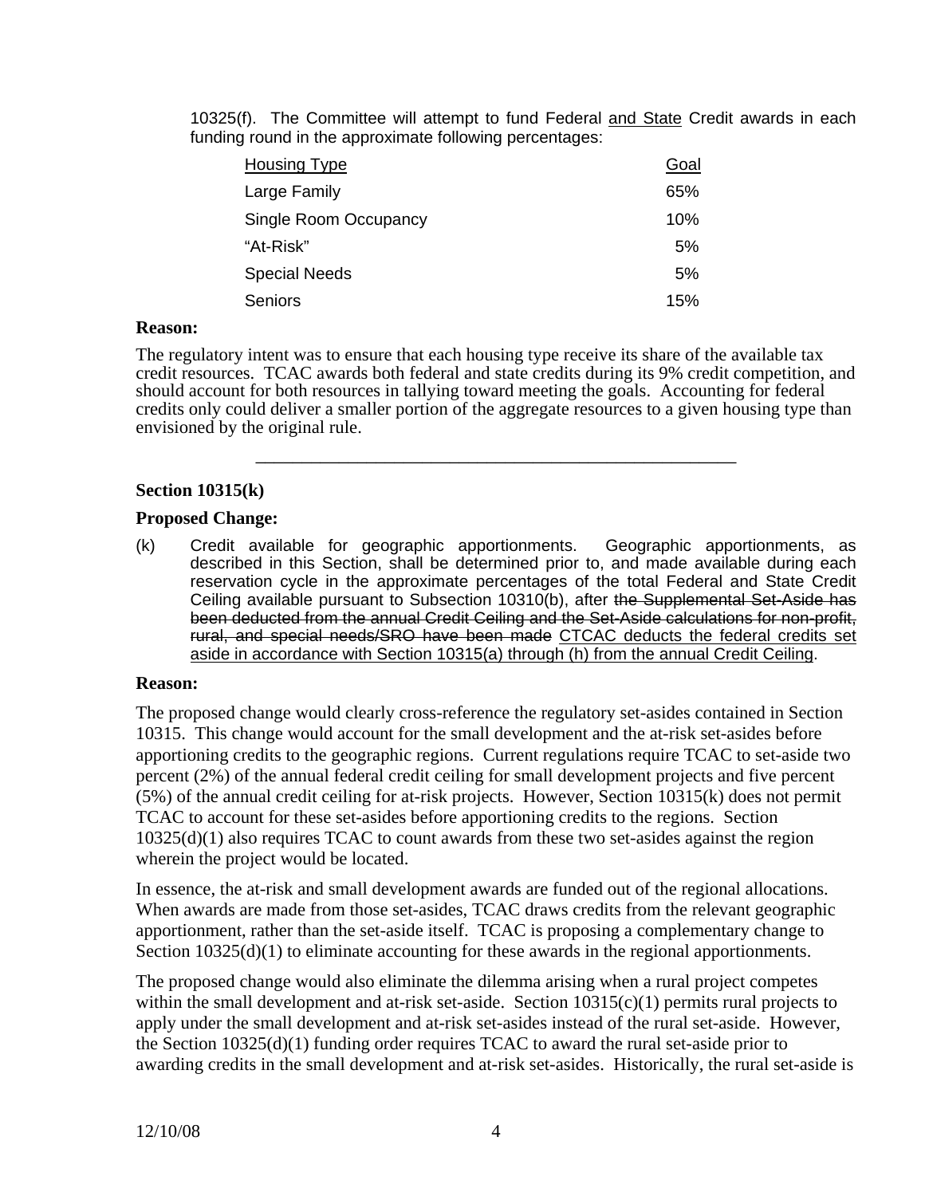10325(f). The Committee will attempt to fund Federal <u>and State</u> Credit awards in each funding round in the approximate following percentages:

| <u>Housing Type</u> | <u>Goal</u> |
|---|---|
| Large Family | 65% |
| Single Room Occupancy | 10% |
| “At-Risk” | 5% |
| Special Needs | 5% |
| Seniors | 15% |

**Reason:**

The regulatory intent was to ensure that each housing type receive its share of the available tax credit resources. TCAC awards both federal and state credits during its 9% credit competition, and should account for both resources in tallying toward meeting the goals. Accounting for federal credits only could deliver a smaller portion of the aggregate resources to a given housing type than envisioned by the original rule.

---

**Section 10315(k)**

**Proposed Change:**

(k) Credit available for geographic apportionments. Geographic apportionments, as described in this Section, shall be determined prior to, and made available during each reservation cycle in the approximate percentages of the total Federal and State Credit Ceiling available pursuant to Subsection 10310(b), after ~~the Supplemental Set-Aside has been deducted from the annual Credit Ceiling and the Set-Aside calculations for non-profit, rural, and special needs/SRO have been made~~ <u>CTCAC deducts the federal credits set aside in accordance with Section 10315(a) through (h) from the annual Credit Ceiling</u>.

**Reason:**

The proposed change would clearly cross-reference the regulatory set-asides contained in Section 10315. This change would account for the small development and the at-risk set-asides before apportioning credits to the geographic regions. Current regulations require TCAC to set-aside two percent (2%) of the annual federal credit ceiling for small development projects and five percent (5%) of the annual credit ceiling for at-risk projects. However, Section 10315(k) does not permit TCAC to account for these set-asides before apportioning credits to the regions. Section 10325(d)(1) also requires TCAC to count awards from these two set-asides against the region wherein the project would be located.

In essence, the at-risk and small development awards are funded out of the regional allocations. When awards are made from those set-asides, TCAC draws credits from the relevant geographic apportionment, rather than the set-aside itself. TCAC is proposing a complementary change to Section 10325(d)(1) to eliminate accounting for these awards in the regional apportionments.

The proposed change would also eliminate the dilemma arising when a rural project competes within the small development and at-risk set-aside. Section 10315(c)(1) permits rural projects to apply under the small development and at-risk set-asides instead of the rural set-aside. However, the Section 10325(d)(1) funding order requires TCAC to award the rural set-aside prior to awarding credits in the small development and at-risk set-asides. Historically, the rural set-aside is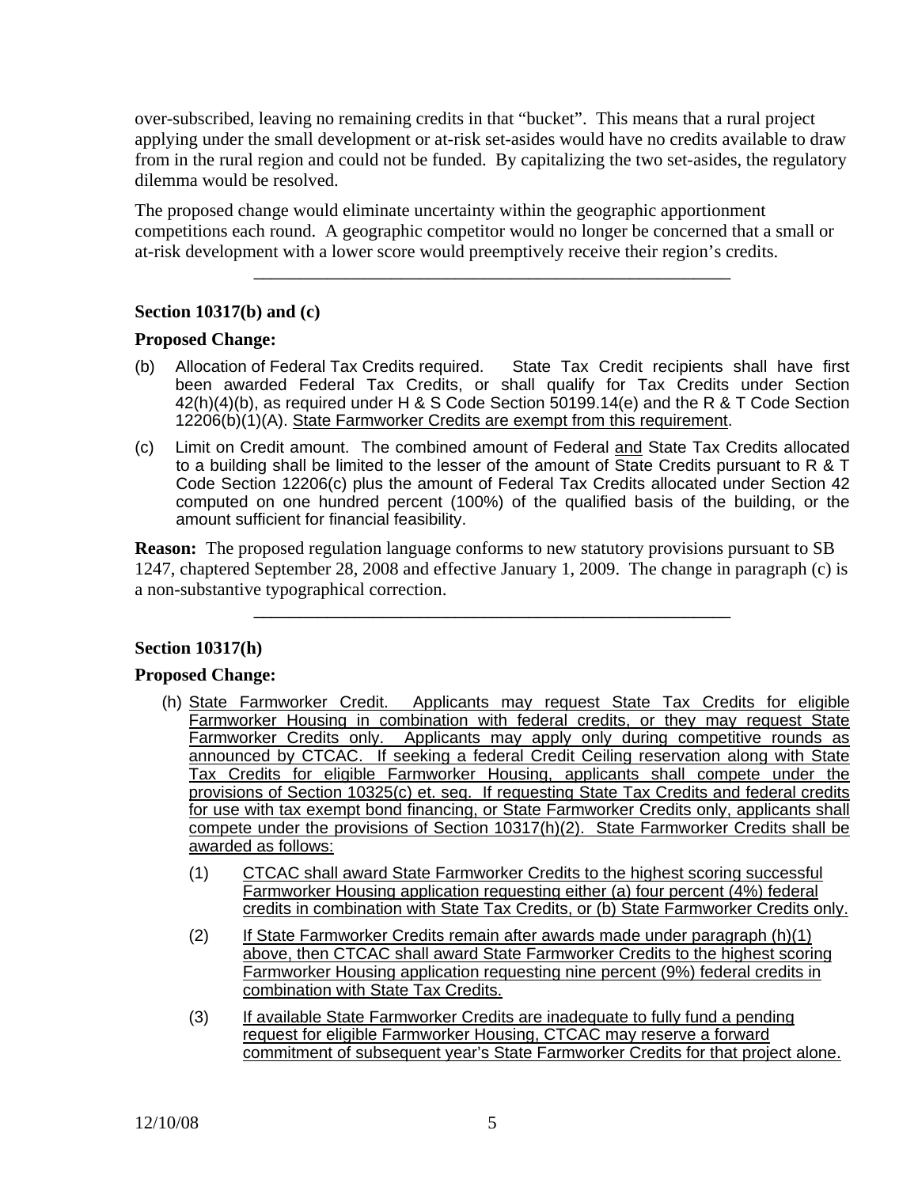over-subscribed, leaving no remaining credits in that "bucket". This means that a rural project applying under the small development or at-risk set-asides would have no credits available to draw from in the rural region and could not be funded. By capitalizing the two set-asides, the regulatory dilemma would be resolved.

The proposed change would eliminate uncertainty within the geographic apportionment competitions each round. A geographic competitor would no longer be concerned that a small or at-risk development with a lower score would preemptively receive their region's credits.

---

### Section 10317(b) and (c)

**Proposed Change:**

(b) Allocation of Federal Tax Credits required. State Tax Credit recipients shall have first been awarded Federal Tax Credits, or shall qualify for Tax Credits under Section 42(h)(4)(b), as required under H & S Code Section 50199.14(e) and the R & T Code Section 12206(b)(1)(A). <u>State Farmworker Credits are exempt from this requirement</u>.

(c) Limit on Credit amount. The combined amount of Federal <u>and</u> State Tax Credits allocated to a building shall be limited to the lesser of the amount of State Credits pursuant to R & T Code Section 12206(c) plus the amount of Federal Tax Credits allocated under Section 42 computed on one hundred percent (100%) of the qualified basis of the building, or the amount sufficient for financial feasibility.

**Reason:** The proposed regulation language conforms to new statutory provisions pursuant to SB 1247, chaptered September 28, 2008 and effective January 1, 2009. The change in paragraph (c) is a non-substantive typographical correction.

---

### Section 10317(h)

**Proposed Change:**

(h) <u>State Farmworker Credit. Applicants may request State Tax Credits for eligible Farmworker Housing in combination with federal credits, or they may request State Farmworker Credits only. Applicants may apply only during competitive rounds as announced by CTCAC. If seeking a federal Credit Ceiling reservation along with State Tax Credits for eligible Farmworker Housing, applicants shall compete under the provisions of Section 10325(c) et. seq. If requesting State Tax Credits and federal credits for use with tax exempt bond financing, or State Farmworker Credits only, applicants shall compete under the provisions of Section 10317(h)(2). State Farmworker Credits shall be awarded as follows:</u>

(1) <u>CTCAC shall award State Farmworker Credits to the highest scoring successful Farmworker Housing application requesting either (a) four percent (4%) federal credits in combination with State Tax Credits, or (b) State Farmworker Credits only.</u>

(2) <u>If State Farmworker Credits remain after awards made under paragraph (h)(1) above, then CTCAC shall award State Farmworker Credits to the highest scoring Farmworker Housing application requesting nine percent (9%) federal credits in combination with State Tax Credits.</u>

(3) <u>If available State Farmworker Credits are inadequate to fully fund a pending request for eligible Farmworker Housing, CTCAC may reserve a forward commitment of subsequent year's State Farmworker Credits for that project alone.</u>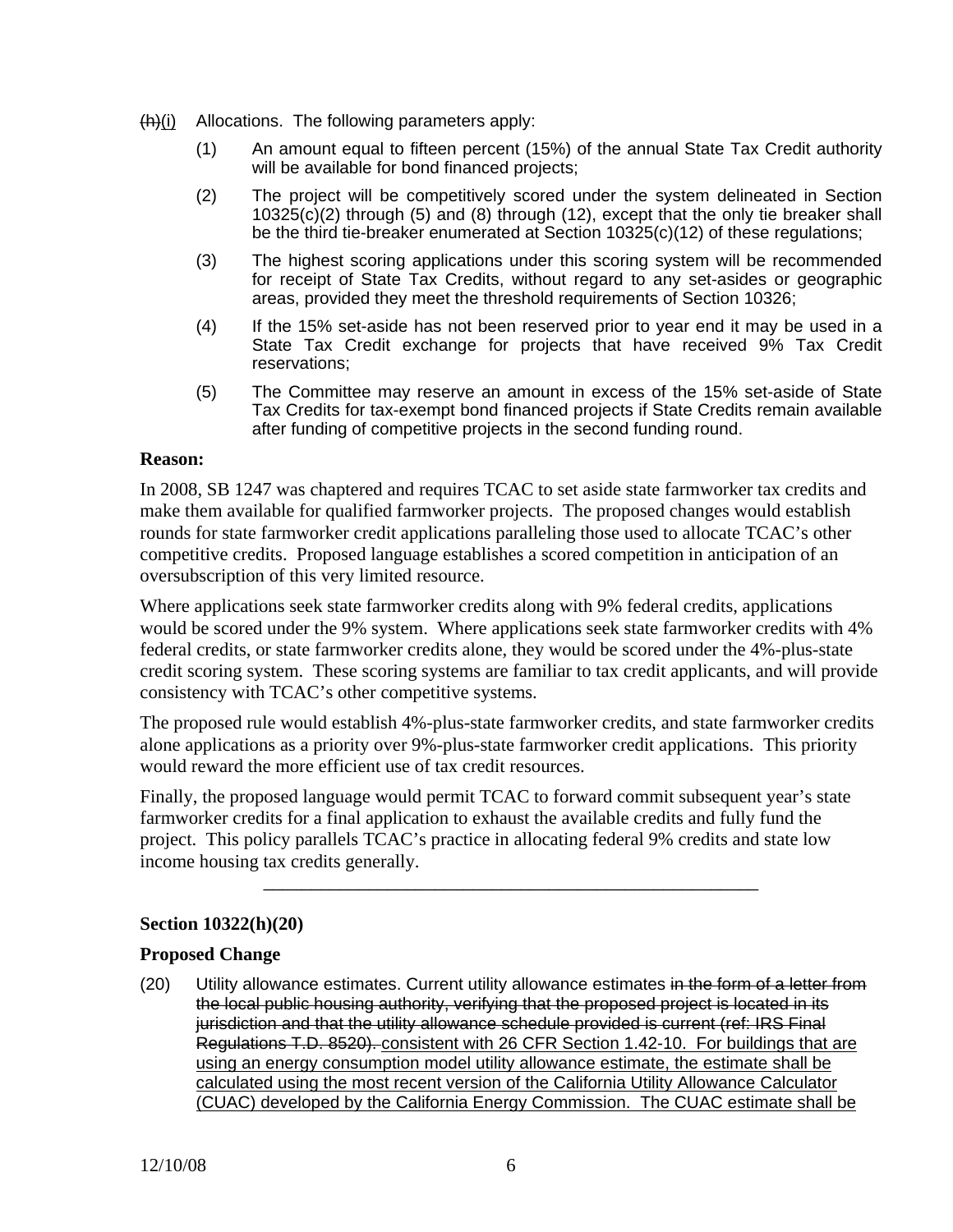~~(h)~~(i) Allocations. The following parameters apply:

(1) An amount equal to fifteen percent (15%) of the annual State Tax Credit authority will be available for bond financed projects;

(2) The project will be competitively scored under the system delineated in Section 10325(c)(2) through (5) and (8) through (12), except that the only tie breaker shall be the third tie-breaker enumerated at Section 10325(c)(12) of these regulations;

(3) The highest scoring applications under this scoring system will be recommended for receipt of State Tax Credits, without regard to any set-asides or geographic areas, provided they meet the threshold requirements of Section 10326;

(4) If the 15% set-aside has not been reserved prior to year end it may be used in a State Tax Credit exchange for projects that have received 9% Tax Credit reservations;

(5) The Committee may reserve an amount in excess of the 15% set-aside of State Tax Credits for tax-exempt bond financed projects if State Credits remain available after funding of competitive projects in the second funding round.

**Reason:**

In 2008, SB 1247 was chaptered and requires TCAC to set aside state farmworker tax credits and make them available for qualified farmworker projects. The proposed changes would establish rounds for state farmworker credit applications paralleling those used to allocate TCAC's other competitive credits. Proposed language establishes a scored competition in anticipation of an oversubscription of this very limited resource.

Where applications seek state farmworker credits along with 9% federal credits, applications would be scored under the 9% system. Where applications seek state farmworker credits with 4% federal credits, or state farmworker credits alone, they would be scored under the 4%-plus-state credit scoring system. These scoring systems are familiar to tax credit applicants, and will provide consistency with TCAC's other competitive systems.

The proposed rule would establish 4%-plus-state farmworker credits, and state farmworker credits alone applications as a priority over 9%-plus-state farmworker credit applications. This priority would reward the more efficient use of tax credit resources.

Finally, the proposed language would permit TCAC to forward commit subsequent year's state farmworker credits for a final application to exhaust the available credits and fully fund the project. This policy parallels TCAC's practice in allocating federal 9% credits and state low income housing tax credits generally.

---

**Section 10322(h)(20)**

**Proposed Change**

(20) Utility allowance estimates. Current utility allowance estimates ~~in the form of a letter from the local public housing authority, verifying that the proposed project is located in its jurisdiction and that the utility allowance schedule provided is current (ref: IRS Final Regulations T.D. 8520).~~ <u>consistent with 26 CFR Section 1.42-10. For buildings that are using an energy consumption model utility allowance estimate, the estimate shall be calculated using the most recent version of the California Utility Allowance Calculator (CUAC) developed by the California Energy Commission. The CUAC estimate shall be</u>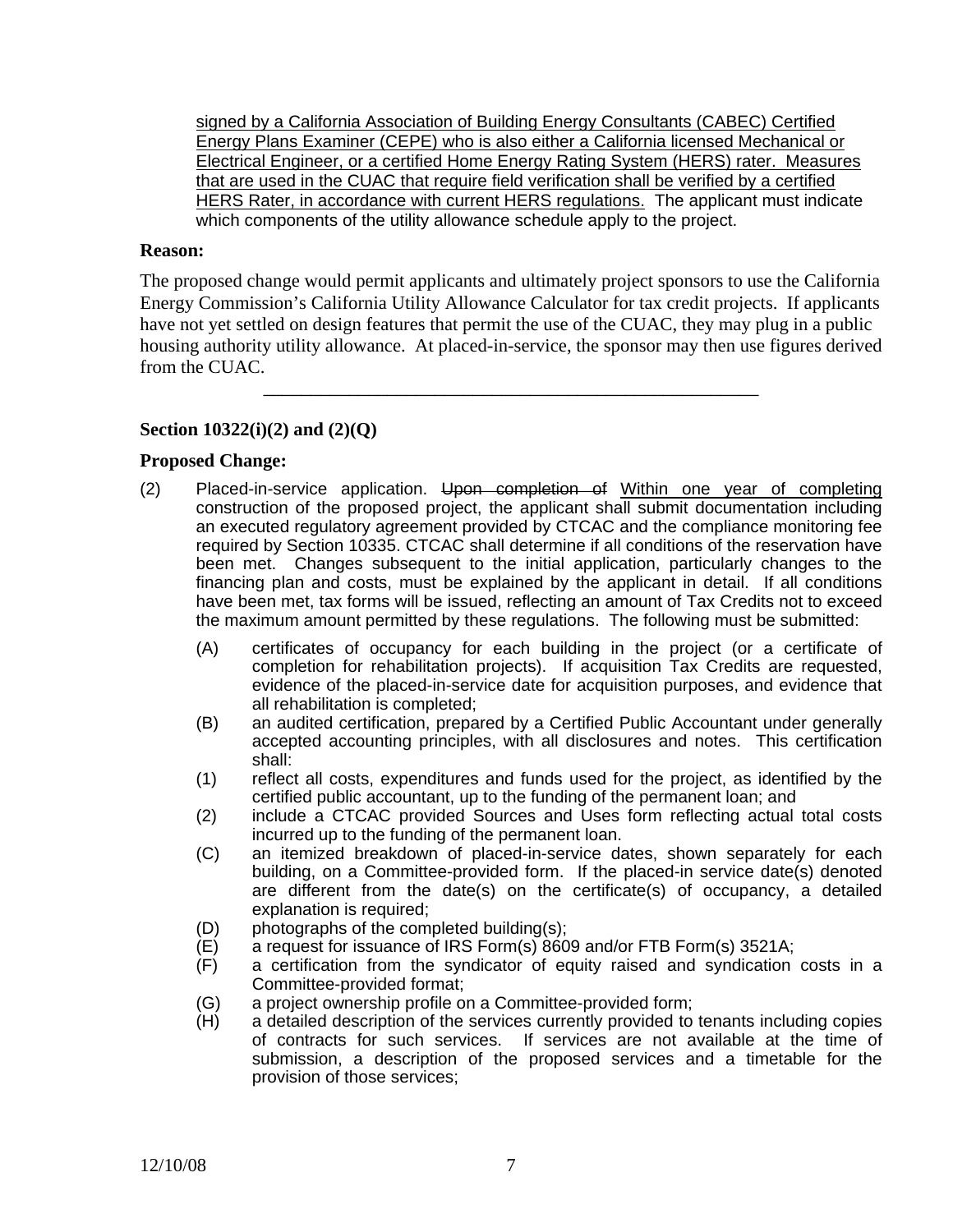signed by a California Association of Building Energy Consultants (CABEC) Certified Energy Plans Examiner (CEPE) who is also either a California licensed Mechanical or Electrical Engineer, or a certified Home Energy Rating System (HERS) rater. Measures that are used in the CUAC that require field verification shall be verified by a certified HERS Rater, in accordance with current HERS regulations. The applicant must indicate which components of the utility allowance schedule apply to the project.

**Reason:**

The proposed change would permit applicants and ultimately project sponsors to use the California Energy Commission's California Utility Allowance Calculator for tax credit projects. If applicants have not yet settled on design features that permit the use of the CUAC, they may plug in a public housing authority utility allowance. At placed-in-service, the sponsor may then use figures derived from the CUAC.

---

**Section 10322(i)(2) and (2)(Q)**

**Proposed Change:**

(2) Placed-in-service application. ~~Upon completion of~~ Within one year of completing construction of the proposed project, the applicant shall submit documentation including an executed regulatory agreement provided by CTCAC and the compliance monitoring fee required by Section 10335. CTCAC shall determine if all conditions of the reservation have been met. Changes subsequent to the initial application, particularly changes to the financing plan and costs, must be explained by the applicant in detail. If all conditions have been met, tax forms will be issued, reflecting an amount of Tax Credits not to exceed the maximum amount permitted by these regulations. The following must be submitted:

(A) certificates of occupancy for each building in the project (or a certificate of completion for rehabilitation projects). If acquisition Tax Credits are requested, evidence of the placed-in-service date for acquisition purposes, and evidence that all rehabilitation is completed;

(B) an audited certification, prepared by a Certified Public Accountant under generally accepted accounting principles, with all disclosures and notes. This certification shall:

(1) reflect all costs, expenditures and funds used for the project, as identified by the certified public accountant, up to the funding of the permanent loan; and

(2) include a CTCAC provided Sources and Uses form reflecting actual total costs incurred up to the funding of the permanent loan.

(C) an itemized breakdown of placed-in-service dates, shown separately for each building, on a Committee-provided form. If the placed-in service date(s) denoted are different from the date(s) on the certificate(s) of occupancy, a detailed explanation is required;

(D) photographs of the completed building(s);

(E) a request for issuance of IRS Form(s) 8609 and/or FTB Form(s) 3521A;

(F) a certification from the syndicator of equity raised and syndication costs in a Committee-provided format;

(G) a project ownership profile on a Committee-provided form;

(H) a detailed description of the services currently provided to tenants including copies of contracts for such services. If services are not available at the time of submission, a description of the proposed services and a timetable for the provision of those services;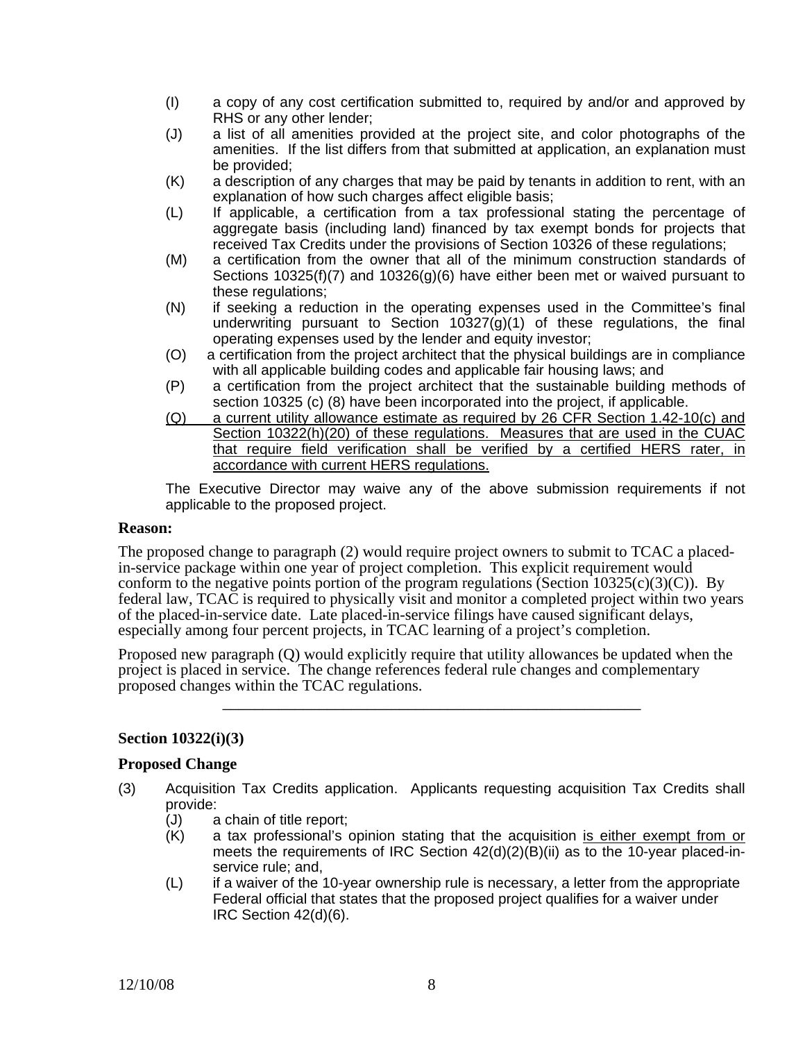(I) a copy of any cost certification submitted to, required by and/or and approved by RHS or any other lender;

(J) a list of all amenities provided at the project site, and color photographs of the amenities. If the list differs from that submitted at application, an explanation must be provided;

(K) a description of any charges that may be paid by tenants in addition to rent, with an explanation of how such charges affect eligible basis;

(L) If applicable, a certification from a tax professional stating the percentage of aggregate basis (including land) financed by tax exempt bonds for projects that received Tax Credits under the provisions of Section 10326 of these regulations;

(M) a certification from the owner that all of the minimum construction standards of Sections 10325(f)(7) and 10326(g)(6) have either been met or waived pursuant to these regulations;

(N) if seeking a reduction in the operating expenses used in the Committee's final underwriting pursuant to Section 10327(g)(1) of these regulations, the final operating expenses used by the lender and equity investor;

(O) a certification from the project architect that the physical buildings are in compliance with all applicable building codes and applicable fair housing laws; and

(P) a certification from the project architect that the sustainable building methods of section 10325 (c) (8) have been incorporated into the project, if applicable.

<u>(Q) a current utility allowance estimate as required by 26 CFR Section 1.42-10(c) and Section 10322(h)(20) of these regulations. Measures that are used in the CUAC that require field verification shall be verified by a certified HERS rater, in accordance with current HERS regulations.</u>

The Executive Director may waive any of the above submission requirements if not applicable to the proposed project.

**Reason:**

The proposed change to paragraph (2) would require project owners to submit to TCAC a placed-in-service package within one year of project completion. This explicit requirement would conform to the negative points portion of the program regulations (Section 10325(c)(3)(C)). By federal law, TCAC is required to physically visit and monitor a completed project within two years of the placed-in-service date. Late placed-in-service filings have caused significant delays, especially among four percent projects, in TCAC learning of a project's completion.

Proposed new paragraph (Q) would explicitly require that utility allowances be updated when the project is placed in service. The change references federal rule changes and complementary proposed changes within the TCAC regulations.

---

### Section 10322(i)(3)

### Proposed Change

(3) Acquisition Tax Credits application. Applicants requesting acquisition Tax Credits shall provide:

(J) a chain of title report;

(K) a tax professional's opinion stating that the acquisition <u>is either exempt from or</u> meets the requirements of IRC Section 42(d)(2)(B)(ii) as to the 10-year placed-in-service rule; and,

(L) if a waiver of the 10-year ownership rule is necessary, a letter from the appropriate Federal official that states that the proposed project qualifies for a waiver under IRC Section 42(d)(6).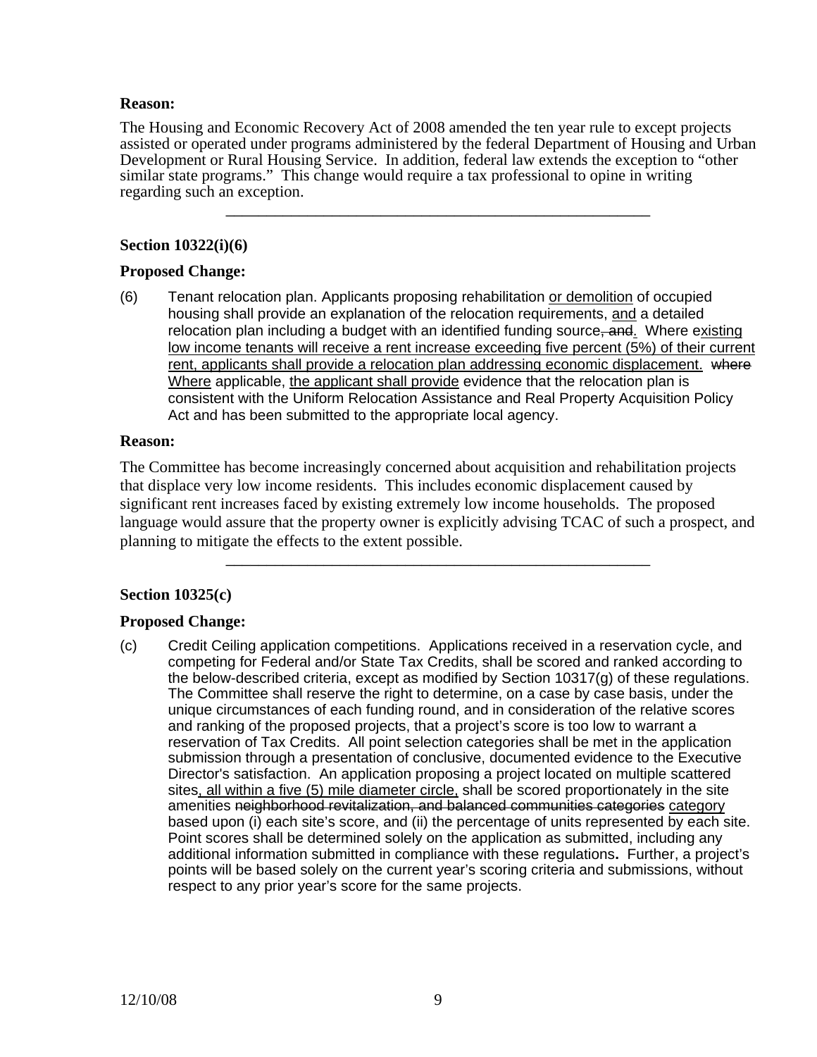**Reason:**

The Housing and Economic Recovery Act of 2008 amended the ten year rule to except projects assisted or operated under programs administered by the federal Department of Housing and Urban Development or Rural Housing Service. In addition, federal law extends the exception to "other similar state programs." This change would require a tax professional to opine in writing regarding such an exception.

---

**Section 10322(i)(6)**

**Proposed Change:**

(6) Tenant relocation plan. Applicants proposing rehabilitation <u>or demolition</u> of occupied housing shall provide an explanation of the relocation requirements, <u>and</u> a detailed relocation plan including a budget with an identified funding source~~, and~~. Where e<u>xisting low income tenants will receive a rent increase exceeding five percent (5%) of their current rent, applicants shall provide a relocation plan addressing economic displacement.</u> ~~where~~ <u>Where</u> applicable, <u>the applicant shall provide</u> evidence that the relocation plan is consistent with the Uniform Relocation Assistance and Real Property Acquisition Policy Act and has been submitted to the appropriate local agency.

**Reason:**

The Committee has become increasingly concerned about acquisition and rehabilitation projects that displace very low income residents. This includes economic displacement caused by significant rent increases faced by existing extremely low income households. The proposed language would assure that the property owner is explicitly advising TCAC of such a prospect, and planning to mitigate the effects to the extent possible.

---

**Section 10325(c)**

**Proposed Change:**

(c) Credit Ceiling application competitions. Applications received in a reservation cycle, and competing for Federal and/or State Tax Credits, shall be scored and ranked according to the below-described criteria, except as modified by Section 10317(g) of these regulations. The Committee shall reserve the right to determine, on a case by case basis, under the unique circumstances of each funding round, and in consideration of the relative scores and ranking of the proposed projects, that a project's score is too low to warrant a reservation of Tax Credits. All point selection categories shall be met in the application submission through a presentation of conclusive, documented evidence to the Executive Director's satisfaction. An application proposing a project located on multiple scattered sites<u>, all within a five (5) mile diameter circle,</u> shall be scored proportionately in the site amenities ~~neighborhood revitalization, and balanced communities categories~~ <u>category</u> based upon (i) each site's score, and (ii) the percentage of units represented by each site. Point scores shall be determined solely on the application as submitted, including any additional information submitted in compliance with these regulations**.** Further, a project's points will be based solely on the current year's scoring criteria and submissions, without respect to any prior year's score for the same projects.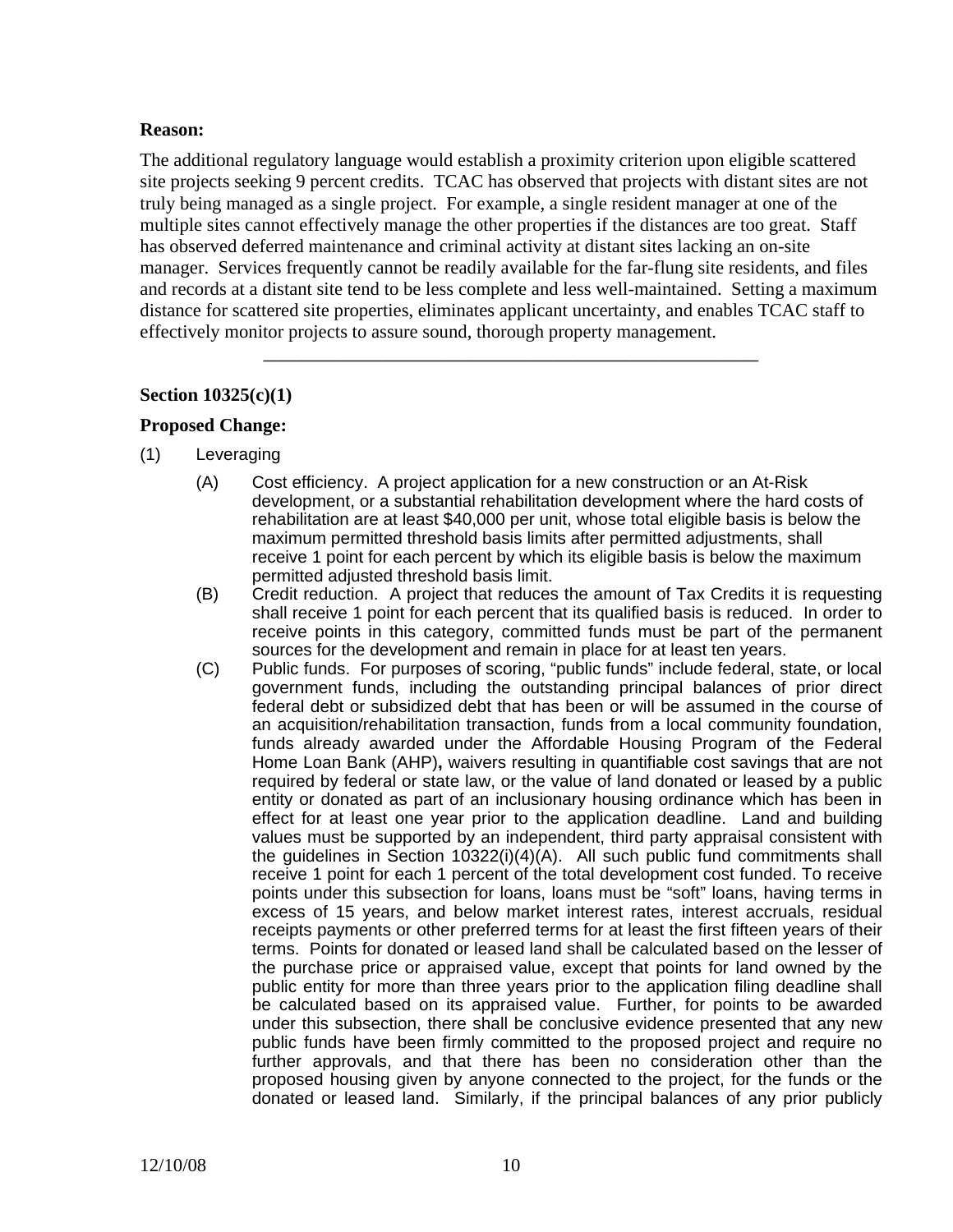**Reason:**

The additional regulatory language would establish a proximity criterion upon eligible scattered site projects seeking 9 percent credits. TCAC has observed that projects with distant sites are not truly being managed as a single project. For example, a single resident manager at one of the multiple sites cannot effectively manage the other properties if the distances are too great. Staff has observed deferred maintenance and criminal activity at distant sites lacking an on-site manager. Services frequently cannot be readily available for the far-flung site residents, and files and records at a distant site tend to be less complete and less well-maintained. Setting a maximum distance for scattered site properties, eliminates applicant uncertainty, and enables TCAC staff to effectively monitor projects to assure sound, thorough property management.

---

**Section 10325(c)(1)**

**Proposed Change:**

(1) Leveraging

(A) Cost efficiency. A project application for a new construction or an At-Risk development, or a substantial rehabilitation development where the hard costs of rehabilitation are at least $40,000 per unit, whose total eligible basis is below the maximum permitted threshold basis limits after permitted adjustments, shall receive 1 point for each percent by which its eligible basis is below the maximum permitted adjusted threshold basis limit.

(B) Credit reduction. A project that reduces the amount of Tax Credits it is requesting shall receive 1 point for each percent that its qualified basis is reduced. In order to receive points in this category, committed funds must be part of the permanent sources for the development and remain in place for at least ten years.

(C) Public funds. For purposes of scoring, "public funds" include federal, state, or local government funds, including the outstanding principal balances of prior direct federal debt or subsidized debt that has been or will be assumed in the course of an acquisition/rehabilitation transaction, funds from a local community foundation, funds already awarded under the Affordable Housing Program of the Federal Home Loan Bank (AHP)**,** waivers resulting in quantifiable cost savings that are not required by federal or state law, or the value of land donated or leased by a public entity or donated as part of an inclusionary housing ordinance which has been in effect for at least one year prior to the application deadline. Land and building values must be supported by an independent, third party appraisal consistent with the guidelines in Section 10322(i)(4)(A). All such public fund commitments shall receive 1 point for each 1 percent of the total development cost funded. To receive points under this subsection for loans, loans must be "soft" loans, having terms in excess of 15 years, and below market interest rates, interest accruals, residual receipts payments or other preferred terms for at least the first fifteen years of their terms. Points for donated or leased land shall be calculated based on the lesser of the purchase price or appraised value, except that points for land owned by the public entity for more than three years prior to the application filing deadline shall be calculated based on its appraised value. Further, for points to be awarded under this subsection, there shall be conclusive evidence presented that any new public funds have been firmly committed to the proposed project and require no further approvals, and that there has been no consideration other than the proposed housing given by anyone connected to the project, for the funds or the donated or leased land. Similarly, if the principal balances of any prior publicly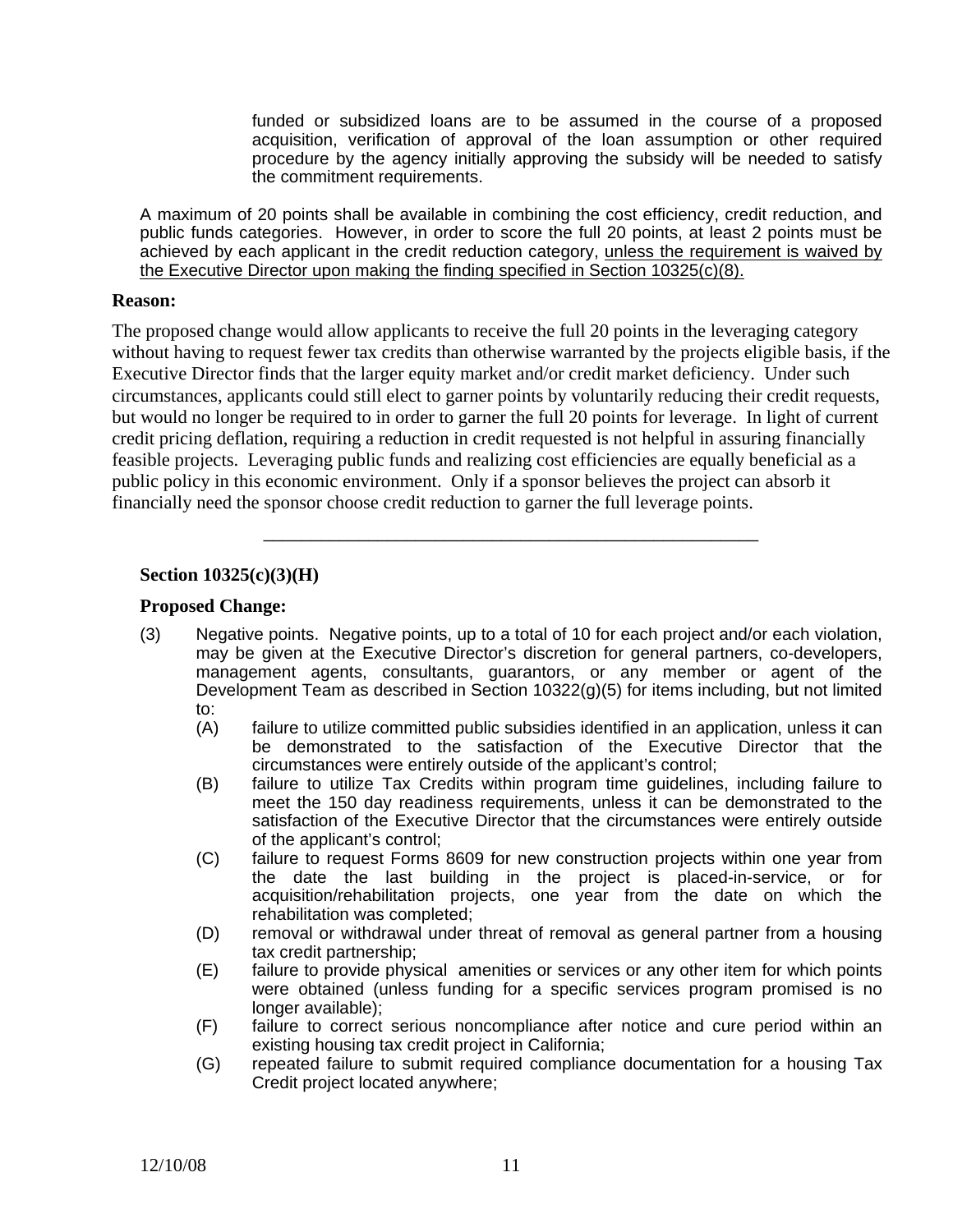funded or subsidized loans are to be assumed in the course of a proposed acquisition, verification of approval of the loan assumption or other required procedure by the agency initially approving the subsidy will be needed to satisfy the commitment requirements.

A maximum of 20 points shall be available in combining the cost efficiency, credit reduction, and public funds categories. However, in order to score the full 20 points, at least 2 points must be achieved by each applicant in the credit reduction category, <u>unless the requirement is waived by the Executive Director upon making the finding specified in Section 10325(c)(8).</u>

**Reason:**

The proposed change would allow applicants to receive the full 20 points in the leveraging category without having to request fewer tax credits than otherwise warranted by the projects eligible basis, if the Executive Director finds that the larger equity market and/or credit market deficiency. Under such circumstances, applicants could still elect to garner points by voluntarily reducing their credit requests, but would no longer be required to in order to garner the full 20 points for leverage. In light of current credit pricing deflation, requiring a reduction in credit requested is not helpful in assuring financially feasible projects. Leveraging public funds and realizing cost efficiencies are equally beneficial as a public policy in this economic environment. Only if a sponsor believes the project can absorb it financially need the sponsor choose credit reduction to garner the full leverage points.

---

**Section 10325(c)(3)(H)**

**Proposed Change:**

(3) Negative points. Negative points, up to a total of 10 for each project and/or each violation, may be given at the Executive Director's discretion for general partners, co-developers, management agents, consultants, guarantors, or any member or agent of the Development Team as described in Section 10322(g)(5) for items including, but not limited to:

- (A) failure to utilize committed public subsidies identified in an application, unless it can be demonstrated to the satisfaction of the Executive Director that the circumstances were entirely outside of the applicant's control;
- (B) failure to utilize Tax Credits within program time guidelines, including failure to meet the 150 day readiness requirements, unless it can be demonstrated to the satisfaction of the Executive Director that the circumstances were entirely outside of the applicant's control;
- (C) failure to request Forms 8609 for new construction projects within one year from the date the last building in the project is placed-in-service, or for acquisition/rehabilitation projects, one year from the date on which the rehabilitation was completed;
- (D) removal or withdrawal under threat of removal as general partner from a housing tax credit partnership;
- (E) failure to provide physical amenities or services or any other item for which points were obtained (unless funding for a specific services program promised is no longer available);
- (F) failure to correct serious noncompliance after notice and cure period within an existing housing tax credit project in California;
- (G) repeated failure to submit required compliance documentation for a housing Tax Credit project located anywhere;

12/10/08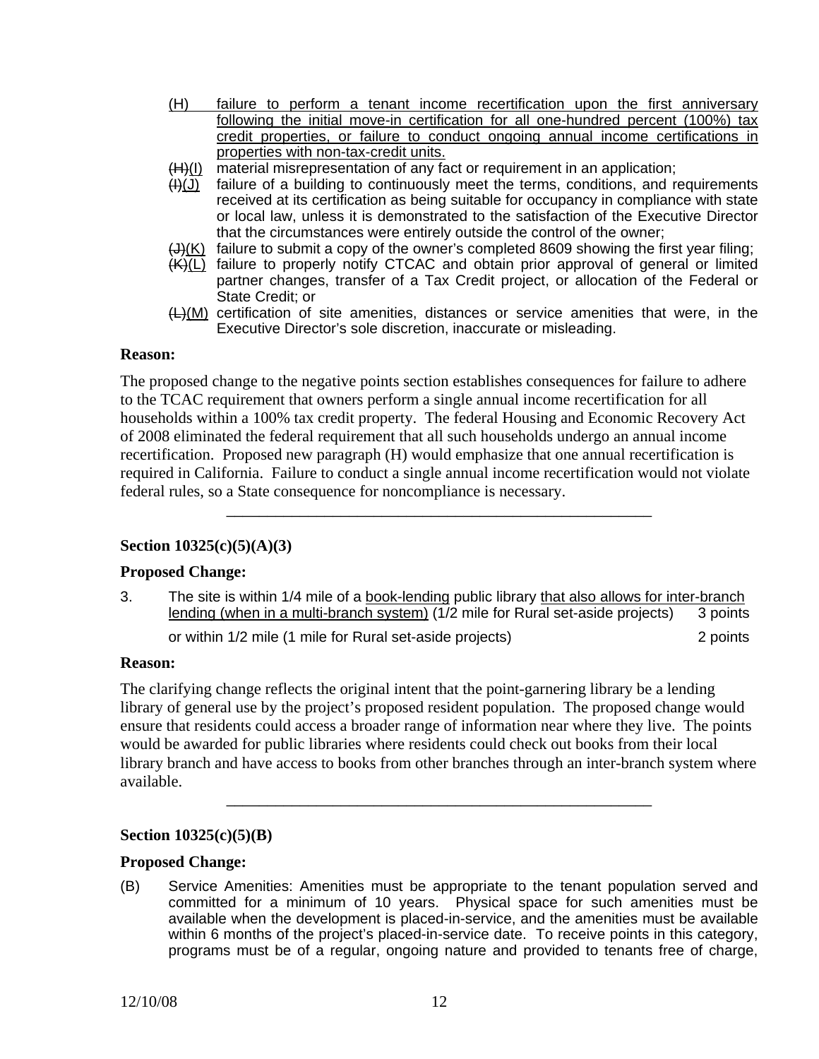(H) failure to perform a tenant income recertification upon the first anniversary following the initial move-in certification for all one-hundred percent (100%) tax credit properties, or failure to conduct ongoing annual income certifications in properties with non-tax-credit units.

~~(H)~~(I) material misrepresentation of any fact or requirement in an application;

~~(I)~~(J) failure of a building to continuously meet the terms, conditions, and requirements received at its certification as being suitable for occupancy in compliance with state or local law, unless it is demonstrated to the satisfaction of the Executive Director that the circumstances were entirely outside the control of the owner;

~~(J)~~(K) failure to submit a copy of the owner's completed 8609 showing the first year filing;

~~(K)~~(L) failure to properly notify CTCAC and obtain prior approval of general or limited partner changes, transfer of a Tax Credit project, or allocation of the Federal or State Credit; or

~~(L)~~(M) certification of site amenities, distances or service amenities that were, in the Executive Director's sole discretion, inaccurate or misleading.

**Reason:**

The proposed change to the negative points section establishes consequences for failure to adhere to the TCAC requirement that owners perform a single annual income recertification for all households within a 100% tax credit property. The federal Housing and Economic Recovery Act of 2008 eliminated the federal requirement that all such households undergo an annual income recertification. Proposed new paragraph (H) would emphasize that one annual recertification is required in California. Failure to conduct a single annual income recertification would not violate federal rules, so a State consequence for noncompliance is necessary.

---

**Section 10325(c)(5)(A)(3)**

**Proposed Change:**

3. The site is within 1/4 mile of a book-lending public library that also allows for inter-branch lending (when in a multi-branch system) (1/2 mile for Rural set-aside projects) 3 points

   or within 1/2 mile (1 mile for Rural set-aside projects) 2 points

**Reason:**

The clarifying change reflects the original intent that the point-garnering library be a lending library of general use by the project's proposed resident population. The proposed change would ensure that residents could access a broader range of information near where they live. The points would be awarded for public libraries where residents could check out books from their local library branch and have access to books from other branches through an inter-branch system where available.

---

**Section 10325(c)(5)(B)**

**Proposed Change:**

(B) Service Amenities: Amenities must be appropriate to the tenant population served and committed for a minimum of 10 years. Physical space for such amenities must be available when the development is placed-in-service, and the amenities must be available within 6 months of the project's placed-in-service date. To receive points in this category, programs must be of a regular, ongoing nature and provided to tenants free of charge,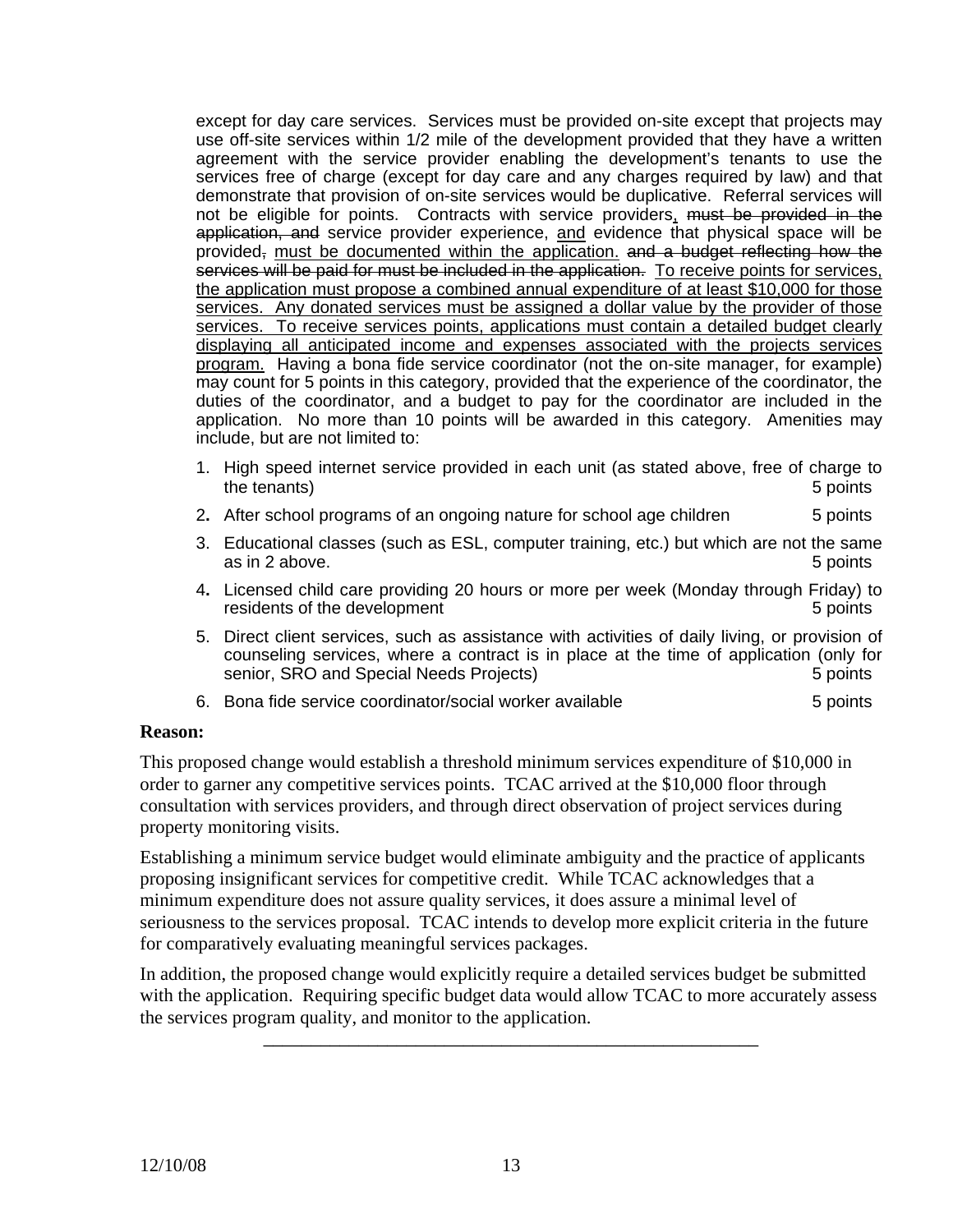except for day care services. Services must be provided on-site except that projects may use off-site services within 1/2 mile of the development provided that they have a written agreement with the service provider enabling the development's tenants to use the services free of charge (except for day care and any charges required by law) and that demonstrate that provision of on-site services would be duplicative. Referral services will not be eligible for points. Contracts with service providers, ~~must be provided in the application, and~~ service provider experience, and evidence that physical space will be provided~~,~~ must be documented within the application. ~~and a budget reflecting how the services will be paid for must be included in the application.~~ To receive points for services, the application must propose a combined annual expenditure of at least $10,000 for those services. Any donated services must be assigned a dollar value by the provider of those services. To receive services points, applications must contain a detailed budget clearly displaying all anticipated income and expenses associated with the projects services program. Having a bona fide service coordinator (not the on-site manager, for example) may count for 5 points in this category, provided that the experience of the coordinator, the duties of the coordinator, and a budget to pay for the coordinator are included in the application. No more than 10 points will be awarded in this category. Amenities may include, but are not limited to:

1. High speed internet service provided in each unit (as stated above, free of charge to the tenants) — 5 points
2. After school programs of an ongoing nature for school age children — 5 points
3. Educational classes (such as ESL, computer training, etc.) but which are not the same as in 2 above. — 5 points
4. Licensed child care providing 20 hours or more per week (Monday through Friday) to residents of the development — 5 points
5. Direct client services, such as assistance with activities of daily living, or provision of counseling services, where a contract is in place at the time of application (only for senior, SRO and Special Needs Projects) — 5 points
6. Bona fide service coordinator/social worker available — 5 points

**Reason:**

This proposed change would establish a threshold minimum services expenditure of $10,000 in order to garner any competitive services points. TCAC arrived at the $10,000 floor through consultation with services providers, and through direct observation of project services during property monitoring visits.

Establishing a minimum service budget would eliminate ambiguity and the practice of applicants proposing insignificant services for competitive credit. While TCAC acknowledges that a minimum expenditure does not assure quality services, it does assure a minimal level of seriousness to the services proposal. TCAC intends to develop more explicit criteria in the future for comparatively evaluating meaningful services packages.

In addition, the proposed change would explicitly require a detailed services budget be submitted with the application. Requiring specific budget data would allow TCAC to more accurately assess the services program quality, and monitor to the application.

---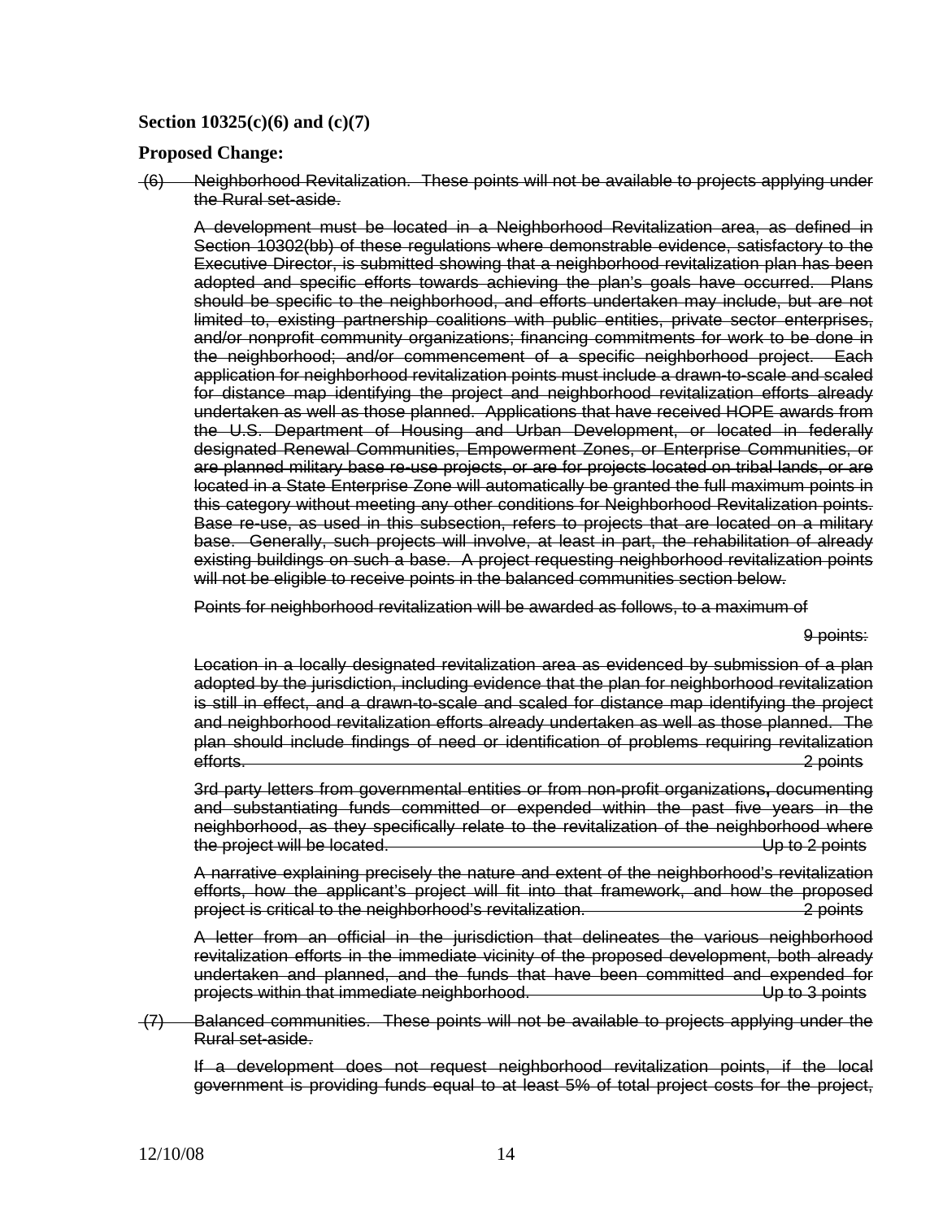**Section 10325(c)(6) and (c)(7)**

**Proposed Change:**

~~(6) Neighborhood Revitalization. These points will not be available to projects applying under the Rural set-aside.~~

~~A development must be located in a Neighborhood Revitalization area, as defined in Section 10302(bb) of these regulations where demonstrable evidence, satisfactory to the Executive Director, is submitted showing that a neighborhood revitalization plan has been adopted and specific efforts towards achieving the plan's goals have occurred. Plans should be specific to the neighborhood, and efforts undertaken may include, but are not limited to, existing partnership coalitions with public entities, private sector enterprises, and/or nonprofit community organizations; financing commitments for work to be done in the neighborhood; and/or commencement of a specific neighborhood project. Each application for neighborhood revitalization points must include a drawn-to-scale and scaled for distance map identifying the project and neighborhood revitalization efforts already undertaken as well as those planned. Applications that have received HOPE awards from the U.S. Department of Housing and Urban Development, or located in federally designated Renewal Communities, Empowerment Zones, or Enterprise Communities, or are planned military base re-use projects, or are for projects located on tribal lands, or are located in a State Enterprise Zone will automatically be granted the full maximum points in this category without meeting any other conditions for Neighborhood Revitalization points. Base re-use, as used in this subsection, refers to projects that are located on a military base. Generally, such projects will involve, at least in part, the rehabilitation of already existing buildings on such a base. A project requesting neighborhood revitalization points will not be eligible to receive points in the balanced communities section below.~~

~~Points for neighborhood revitalization will be awarded as follows, to a maximum of 9 points:~~

~~Location in a locally designated revitalization area as evidenced by submission of a plan adopted by the jurisdiction, including evidence that the plan for neighborhood revitalization is still in effect, and a drawn-to-scale and scaled for distance map identifying the project and neighborhood revitalization efforts already undertaken as well as those planned. The plan should include findings of need or identification of problems requiring revitalization efforts. 2 points~~

~~3rd party letters from governmental entities or from non-profit organizations, documenting and substantiating funds committed or expended within the past five years in the neighborhood, as they specifically relate to the revitalization of the neighborhood where the project will be located. Up to 2 points~~

~~A narrative explaining precisely the nature and extent of the neighborhood's revitalization efforts, how the applicant's project will fit into that framework, and how the proposed project is critical to the neighborhood's revitalization. 2 points~~

~~A letter from an official in the jurisdiction that delineates the various neighborhood revitalization efforts in the immediate vicinity of the proposed development, both already undertaken and planned, and the funds that have been committed and expended for projects within that immediate neighborhood. Up to 3 points~~

~~(7) Balanced communities. These points will not be available to projects applying under the Rural set-aside.~~

~~If a development does not request neighborhood revitalization points, if the local government is providing funds equal to at least 5% of total project costs for the project,~~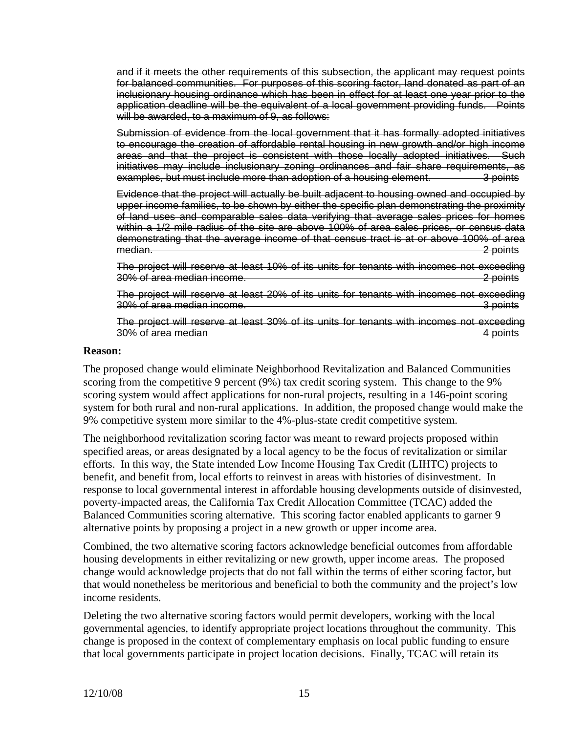~~and if it meets the other requirements of this subsection, the applicant may request points for balanced communities. For purposes of this scoring factor, land donated as part of an inclusionary housing ordinance which has been in effect for at least one year prior to the application deadline will be the equivalent of a local government providing funds. Points will be awarded, to a maximum of 9, as follows:~~

~~Submission of evidence from the local government that it has formally adopted initiatives to encourage the creation of affordable rental housing in new growth and/or high income areas and that the project is consistent with those locally adopted initiatives. Such initiatives may include inclusionary zoning ordinances and fair share requirements, as examples, but must include more than adoption of a housing element. 3 points~~

~~Evidence that the project will actually be built adjacent to housing owned and occupied by upper income families, to be shown by either the specific plan demonstrating the proximity of land uses and comparable sales data verifying that average sales prices for homes within a 1/2 mile radius of the site are above 100% of area sales prices, or census data demonstrating that the average income of that census tract is at or above 100% of area median. 2 points~~

~~The project will reserve at least 10% of its units for tenants with incomes not exceeding 30% of area median income. 2 points~~

~~The project will reserve at least 20% of its units for tenants with incomes not exceeding 30% of area median income. 3 points~~

~~The project will reserve at least 30% of its units for tenants with incomes not exceeding 30% of area median 4 points~~

**Reason:**

The proposed change would eliminate Neighborhood Revitalization and Balanced Communities scoring from the competitive 9 percent (9%) tax credit scoring system. This change to the 9% scoring system would affect applications for non-rural projects, resulting in a 146-point scoring system for both rural and non-rural applications. In addition, the proposed change would make the 9% competitive system more similar to the 4%-plus-state credit competitive system.

The neighborhood revitalization scoring factor was meant to reward projects proposed within specified areas, or areas designated by a local agency to be the focus of revitalization or similar efforts. In this way, the State intended Low Income Housing Tax Credit (LIHTC) projects to benefit, and benefit from, local efforts to reinvest in areas with histories of disinvestment. In response to local governmental interest in affordable housing developments outside of disinvested, poverty-impacted areas, the California Tax Credit Allocation Committee (TCAC) added the Balanced Communities scoring alternative. This scoring factor enabled applicants to garner 9 alternative points by proposing a project in a new growth or upper income area.

Combined, the two alternative scoring factors acknowledge beneficial outcomes from affordable housing developments in either revitalizing or new growth, upper income areas. The proposed change would acknowledge projects that do not fall within the terms of either scoring factor, but that would nonetheless be meritorious and beneficial to both the community and the project's low income residents.

Deleting the two alternative scoring factors would permit developers, working with the local governmental agencies, to identify appropriate project locations throughout the community. This change is proposed in the context of complementary emphasis on local public funding to ensure that local governments participate in project location decisions. Finally, TCAC will retain its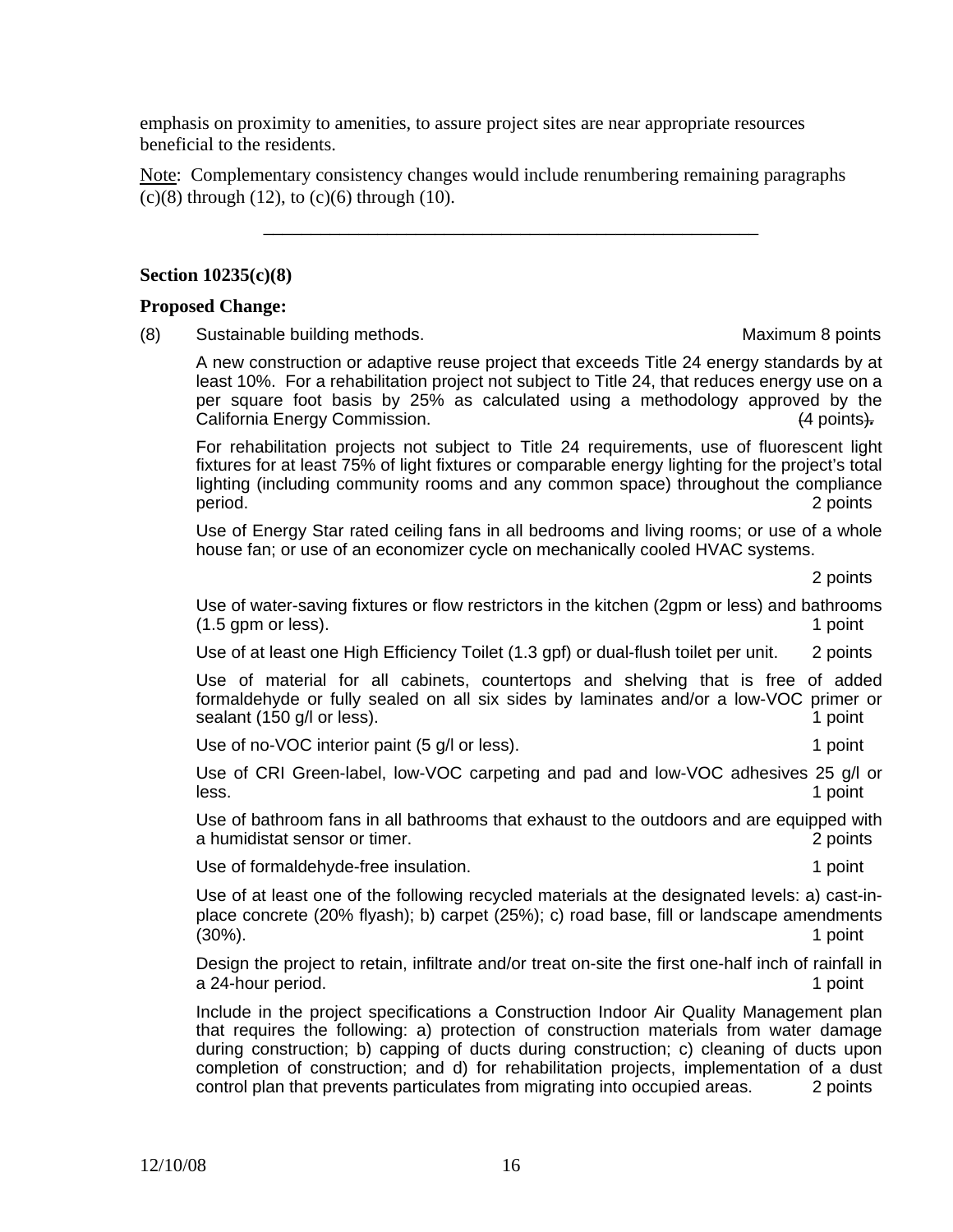emphasis on proximity to amenities, to assure project sites are near appropriate resources beneficial to the residents.

Note: Complementary consistency changes would include renumbering remaining paragraphs (c)(8) through (12), to (c)(6) through (10).

---

**Section 10235(c)(8)**

**Proposed Change:**

(8) Sustainable building methods. Maximum 8 points

A new construction or adaptive reuse project that exceeds Title 24 energy standards by at least 10%. For a rehabilitation project not subject to Title 24, that reduces energy use on a per square foot basis by 25% as calculated using a methodology approved by the California Energy Commission. ~~(~~4 points~~).~~

For rehabilitation projects not subject to Title 24 requirements, use of fluorescent light fixtures for at least 75% of light fixtures or comparable energy lighting for the project's total lighting (including community rooms and any common space) throughout the compliance period. 2 points

Use of Energy Star rated ceiling fans in all bedrooms and living rooms; or use of a whole house fan; or use of an economizer cycle on mechanically cooled HVAC systems.

2 points

Use of water-saving fixtures or flow restrictors in the kitchen (2gpm or less) and bathrooms (1.5 gpm or less). 1 point

Use of at least one High Efficiency Toilet (1.3 gpf) or dual-flush toilet per unit. 2 points

Use of material for all cabinets, countertops and shelving that is free of added formaldehyde or fully sealed on all six sides by laminates and/or a low-VOC primer or sealant (150 g/l or less). 1 point

Use of no-VOC interior paint (5 g/l or less). 1 point

Use of CRI Green-label, low-VOC carpeting and pad and low-VOC adhesives 25 g/l or less. 1 point

Use of bathroom fans in all bathrooms that exhaust to the outdoors and are equipped with a humidistat sensor or timer. 2 points

Use of formaldehyde-free insulation. 1 point

Use of at least one of the following recycled materials at the designated levels: a) cast-in-place concrete (20% flyash); b) carpet (25%); c) road base, fill or landscape amendments (30%). 1 point

Design the project to retain, infiltrate and/or treat on-site the first one-half inch of rainfall in a 24-hour period. 1 point

Include in the project specifications a Construction Indoor Air Quality Management plan that requires the following: a) protection of construction materials from water damage during construction; b) capping of ducts during construction; c) cleaning of ducts upon completion of construction; and d) for rehabilitation projects, implementation of a dust control plan that prevents particulates from migrating into occupied areas. 2 points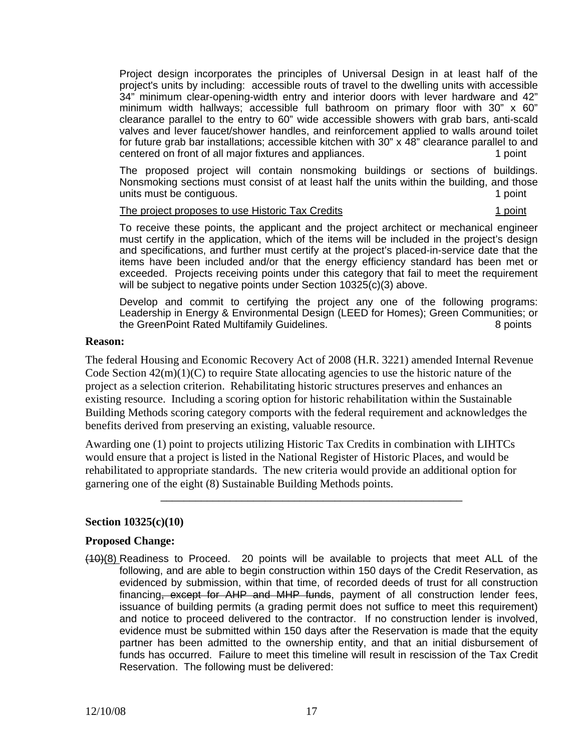Project design incorporates the principles of Universal Design in at least half of the project's units by including: accessible routs of travel to the dwelling units with accessible 34" minimum clear-opening-width entry and interior doors with lever hardware and 42" minimum width hallways; accessible full bathroom on primary floor with 30" x 60" clearance parallel to the entry to 60" wide accessible showers with grab bars, anti-scald valves and lever faucet/shower handles, and reinforcement applied to walls around toilet for future grab bar installations; accessible kitchen with 30" x 48" clearance parallel to and centered on front of all major fixtures and appliances. 1 point

The proposed project will contain nonsmoking buildings or sections of buildings. Nonsmoking sections must consist of at least half the units within the building, and those units must be contiguous. 1 point

<u>The project proposes to use Historic Tax Credits</u> <u>1 point</u>

To receive these points, the applicant and the project architect or mechanical engineer must certify in the application, which of the items will be included in the project's design and specifications, and further must certify at the project's placed-in-service date that the items have been included and/or that the energy efficiency standard has been met or exceeded. Projects receiving points under this category that fail to meet the requirement will be subject to negative points under Section 10325(c)(3) above.

Develop and commit to certifying the project any one of the following programs: Leadership in Energy & Environmental Design (LEED for Homes); Green Communities; or the GreenPoint Rated Multifamily Guidelines. 8 points

**Reason:**

The federal Housing and Economic Recovery Act of 2008 (H.R. 3221) amended Internal Revenue Code Section 42(m)(1)(C) to require State allocating agencies to use the historic nature of the project as a selection criterion. Rehabilitating historic structures preserves and enhances an existing resource. Including a scoring option for historic rehabilitation within the Sustainable Building Methods scoring category comports with the federal requirement and acknowledges the benefits derived from preserving an existing, valuable resource.

Awarding one (1) point to projects utilizing Historic Tax Credits in combination with LIHTCs would ensure that a project is listed in the National Register of Historic Places, and would be rehabilitated to appropriate standards. The new criteria would provide an additional option for garnering one of the eight (8) Sustainable Building Methods points.

---

**Section 10325(c)(10)**

**Proposed Change:**

~~(10)~~<u>(8)</u> Readiness to Proceed. 20 points will be available to projects that meet ALL of the following, and are able to begin construction within 150 days of the Credit Reservation, as evidenced by submission, within that time, of recorded deeds of trust for all construction financing~~, except for AHP and MHP funds~~, payment of all construction lender fees, issuance of building permits (a grading permit does not suffice to meet this requirement) and notice to proceed delivered to the contractor. If no construction lender is involved, evidence must be submitted within 150 days after the Reservation is made that the equity partner has been admitted to the ownership entity, and that an initial disbursement of funds has occurred. Failure to meet this timeline will result in rescission of the Tax Credit Reservation. The following must be delivered: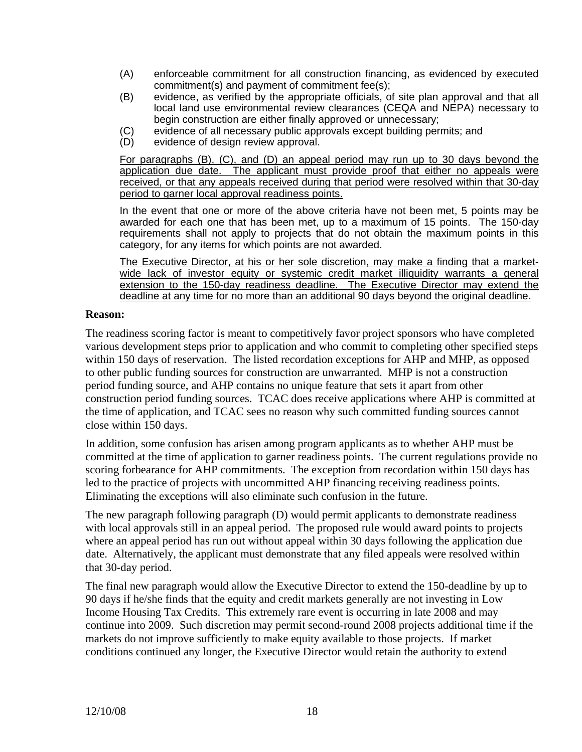(A) enforceable commitment for all construction financing, as evidenced by executed commitment(s) and payment of commitment fee(s);

(B) evidence, as verified by the appropriate officials, of site plan approval and that all local land use environmental review clearances (CEQA and NEPA) necessary to begin construction are either finally approved or unnecessary;

(C) evidence of all necessary public approvals except building permits; and

(D) evidence of design review approval.

For paragraphs (B), (C), and (D) an appeal period may run up to 30 days beyond the application due date. The applicant must provide proof that either no appeals were received, or that any appeals received during that period were resolved within that 30-day period to garner local approval readiness points.

In the event that one or more of the above criteria have not been met, 5 points may be awarded for each one that has been met, up to a maximum of 15 points. The 150-day requirements shall not apply to projects that do not obtain the maximum points in this category, for any items for which points are not awarded.

The Executive Director, at his or her sole discretion, may make a finding that a market-wide lack of investor equity or systemic credit market illiquidity warrants a general extension to the 150-day readiness deadline. The Executive Director may extend the deadline at any time for no more than an additional 90 days beyond the original deadline.

**Reason:**

The readiness scoring factor is meant to competitively favor project sponsors who have completed various development steps prior to application and who commit to completing other specified steps within 150 days of reservation. The listed recordation exceptions for AHP and MHP, as opposed to other public funding sources for construction are unwarranted. MHP is not a construction period funding source, and AHP contains no unique feature that sets it apart from other construction period funding sources. TCAC does receive applications where AHP is committed at the time of application, and TCAC sees no reason why such committed funding sources cannot close within 150 days.

In addition, some confusion has arisen among program applicants as to whether AHP must be committed at the time of application to garner readiness points. The current regulations provide no scoring forbearance for AHP commitments. The exception from recordation within 150 days has led to the practice of projects with uncommitted AHP financing receiving readiness points. Eliminating the exceptions will also eliminate such confusion in the future.

The new paragraph following paragraph (D) would permit applicants to demonstrate readiness with local approvals still in an appeal period. The proposed rule would award points to projects where an appeal period has run out without appeal within 30 days following the application due date. Alternatively, the applicant must demonstrate that any filed appeals were resolved within that 30-day period.

The final new paragraph would allow the Executive Director to extend the 150-deadline by up to 90 days if he/she finds that the equity and credit markets generally are not investing in Low Income Housing Tax Credits. This extremely rare event is occurring in late 2008 and may continue into 2009. Such discretion may permit second-round 2008 projects additional time if the markets do not improve sufficiently to make equity available to those projects. If market conditions continued any longer, the Executive Director would retain the authority to extend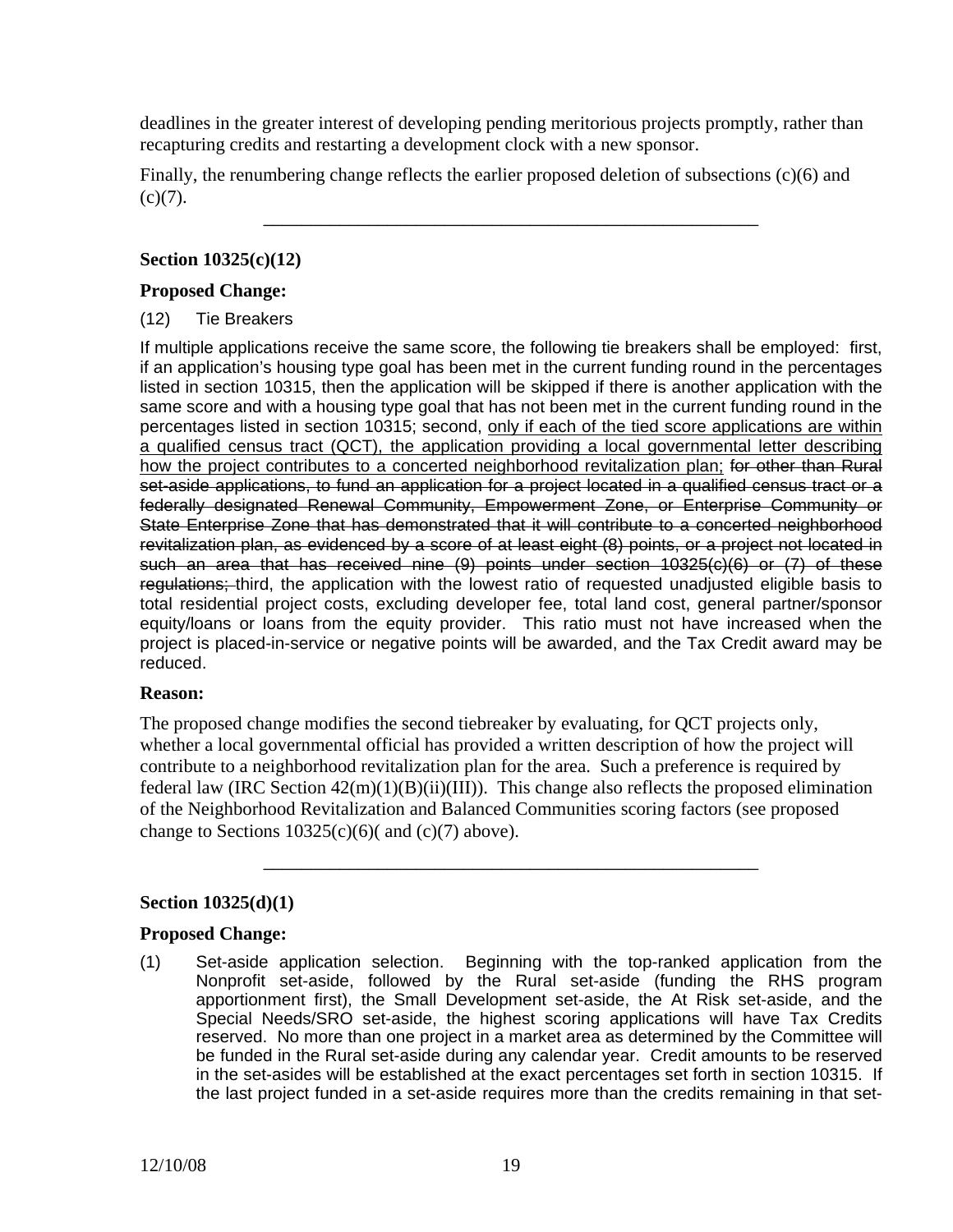deadlines in the greater interest of developing pending meritorious projects promptly, rather than recapturing credits and restarting a development clock with a new sponsor.

Finally, the renumbering change reflects the earlier proposed deletion of subsections (c)(6) and (c)(7).

---

**Section 10325(c)(12)**

**Proposed Change:**

(12) Tie Breakers

If multiple applications receive the same score, the following tie breakers shall be employed: first, if an application's housing type goal has been met in the current funding round in the percentages listed in section 10315, then the application will be skipped if there is another application with the same score and with a housing type goal that has not been met in the current funding round in the percentages listed in section 10315; second, <u>only if each of the tied score applications are within a qualified census tract (QCT), the application providing a local governmental letter describing how the project contributes to a concerted neighborhood revitalization plan;</u> ~~for other than Rural set-aside applications, to fund an application for a project located in a qualified census tract or a federally designated Renewal Community, Empowerment Zone, or Enterprise Community or State Enterprise Zone that has demonstrated that it will contribute to a concerted neighborhood revitalization plan, as evidenced by a score of at least eight (8) points, or a project not located in such an area that has received nine (9) points under section 10325(c)(6) or (7) of these regulations;~~ third, the application with the lowest ratio of requested unadjusted eligible basis to total residential project costs, excluding developer fee, total land cost, general partner/sponsor equity/loans or loans from the equity provider. This ratio must not have increased when the project is placed-in-service or negative points will be awarded, and the Tax Credit award may be reduced.

**Reason:**

The proposed change modifies the second tiebreaker by evaluating, for QCT projects only, whether a local governmental official has provided a written description of how the project will contribute to a neighborhood revitalization plan for the area. Such a preference is required by federal law (IRC Section 42(m)(1)(B)(ii)(III)). This change also reflects the proposed elimination of the Neighborhood Revitalization and Balanced Communities scoring factors (see proposed change to Sections 10325(c)(6)( and (c)(7) above).

---

**Section 10325(d)(1)**

**Proposed Change:**

(1) Set-aside application selection. Beginning with the top-ranked application from the Nonprofit set-aside, followed by the Rural set-aside (funding the RHS program apportionment first), the Small Development set-aside, the At Risk set-aside, and the Special Needs/SRO set-aside, the highest scoring applications will have Tax Credits reserved. No more than one project in a market area as determined by the Committee will be funded in the Rural set-aside during any calendar year. Credit amounts to be reserved in the set-asides will be established at the exact percentages set forth in section 10315. If the last project funded in a set-aside requires more than the credits remaining in that set-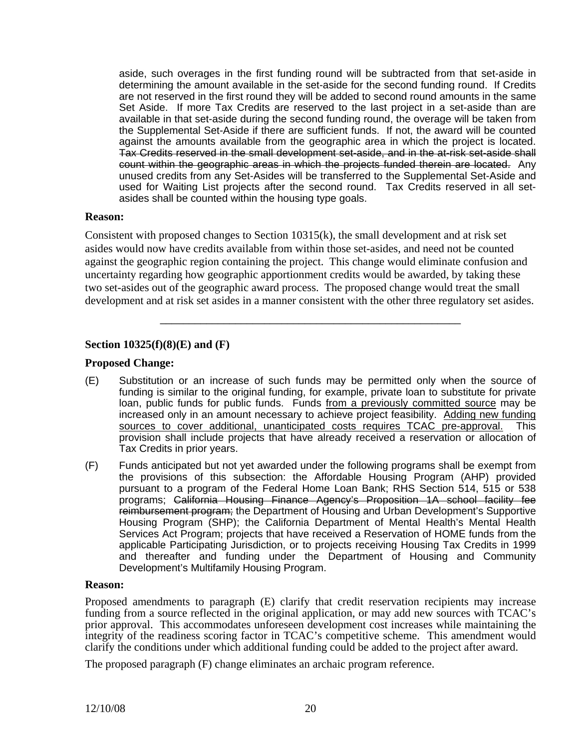aside, such overages in the first funding round will be subtracted from that set-aside in determining the amount available in the set-aside for the second funding round. If Credits are not reserved in the first round they will be added to second round amounts in the same Set Aside. If more Tax Credits are reserved to the last project in a set-aside than are available in that set-aside during the second funding round, the overage will be taken from the Supplemental Set-Aside if there are sufficient funds. If not, the award will be counted against the amounts available from the geographic area in which the project is located. ~~Tax Credits reserved in the small development set-aside, and in the at-risk set-aside shall count within the geographic areas in which the projects funded therein are located.~~ Any unused credits from any Set-Asides will be transferred to the Supplemental Set-Aside and used for Waiting List projects after the second round. Tax Credits reserved in all set-asides shall be counted within the housing type goals.

**Reason:**

Consistent with proposed changes to Section 10315(k), the small development and at risk set asides would now have credits available from within those set-asides, and need not be counted against the geographic region containing the project. This change would eliminate confusion and uncertainty regarding how geographic apportionment credits would be awarded, by taking these two set-asides out of the geographic award process. The proposed change would treat the small development and at risk set asides in a manner consistent with the other three regulatory set asides.

---

**Section 10325(f)(8)(E) and (F)**

**Proposed Change:**

(E) Substitution or an increase of such funds may be permitted only when the source of funding is similar to the original funding, for example, private loan to substitute for private loan, public funds for public funds. Funds <u>from a previously committed source</u> may be increased only in an amount necessary to achieve project feasibility. <u>Adding new funding sources to cover additional, unanticipated costs requires TCAC pre-approval.</u> This provision shall include projects that have already received a reservation or allocation of Tax Credits in prior years.

(F) Funds anticipated but not yet awarded under the following programs shall be exempt from the provisions of this subsection: the Affordable Housing Program (AHP) provided pursuant to a program of the Federal Home Loan Bank; RHS Section 514, 515 or 538 programs; ~~California Housing Finance Agency's Proposition 1A school facility fee reimbursement program;~~ the Department of Housing and Urban Development's Supportive Housing Program (SHP); the California Department of Mental Health's Mental Health Services Act Program; projects that have received a Reservation of HOME funds from the applicable Participating Jurisdiction, or to projects receiving Housing Tax Credits in 1999 and thereafter and funding under the Department of Housing and Community Development's Multifamily Housing Program.

**Reason:**

Proposed amendments to paragraph (E) clarify that credit reservation recipients may increase funding from a source reflected in the original application, or may add new sources with TCAC's prior approval. This accommodates unforeseen development cost increases while maintaining the integrity of the readiness scoring factor in TCAC's competitive scheme. This amendment would clarify the conditions under which additional funding could be added to the project after award.

The proposed paragraph (F) change eliminates an archaic program reference.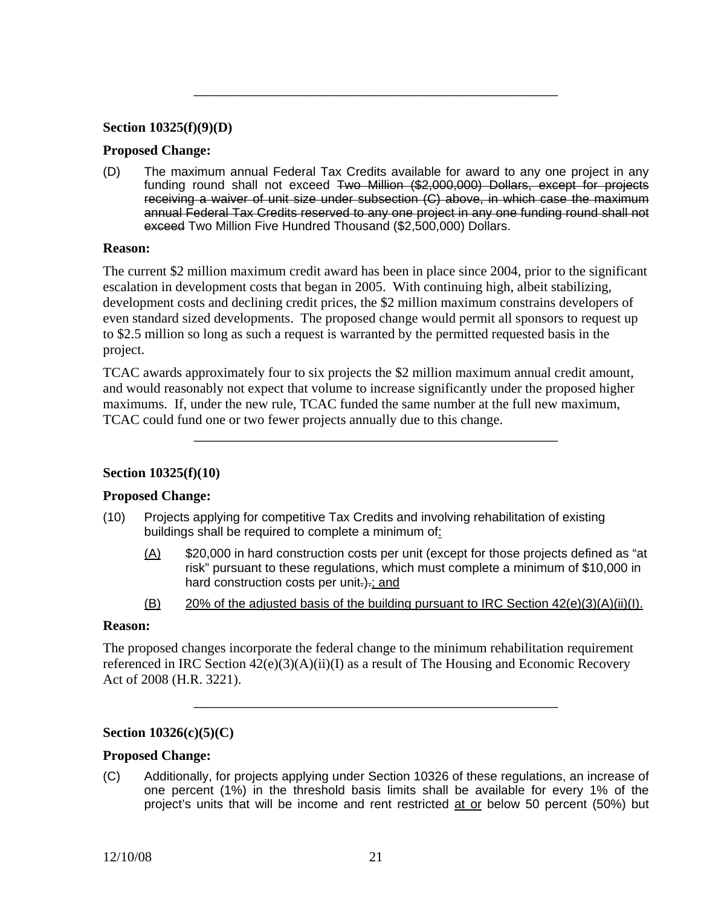---

**Section 10325(f)(9)(D)**

**Proposed Change:**

(D) The maximum annual Federal Tax Credits available for award to any one project in any funding round shall not exceed ~~Two Million ($2,000,000) Dollars, except for projects receiving a waiver of unit size under subsection (C) above, in which case the maximum annual Federal Tax Credits reserved to any one project in any one funding round shall not exceed~~ Two Million Five Hundred Thousand ($2,500,000) Dollars.

**Reason:**

The current $2 million maximum credit award has been in place since 2004, prior to the significant escalation in development costs that began in 2005. With continuing high, albeit stabilizing, development costs and declining credit prices, the $2 million maximum constrains developers of even standard sized developments. The proposed change would permit all sponsors to request up to $2.5 million so long as such a request is warranted by the permitted requested basis in the project.

TCAC awards approximately four to six projects the $2 million maximum annual credit amount, and would reasonably not expect that volume to increase significantly under the proposed higher maximums. If, under the new rule, TCAC funded the same number at the full new maximum, TCAC could fund one or two fewer projects annually due to this change.

---

**Section 10325(f)(10)**

**Proposed Change:**

(10) Projects applying for competitive Tax Credits and involving rehabilitation of existing buildings shall be required to complete a minimum of<u>:</u>

<u>(A)</u> $20,000 in hard construction costs per unit (except for those projects defined as "at risk" pursuant to these regulations, which must complete a minimum of $10,000 in hard construction costs per unit~~.~~)~~.~~<u>; and</u>

<u>(B)</u> <u>20% of the adjusted basis of the building pursuant to IRC Section 42(e)(3)(A)(ii)(I).</u>

**Reason:**

The proposed changes incorporate the federal change to the minimum rehabilitation requirement referenced in IRC Section 42(e)(3)(A)(ii)(I) as a result of The Housing and Economic Recovery Act of 2008 (H.R. 3221).

---

**Section 10326(c)(5)(C)**

**Proposed Change:**

(C) Additionally, for projects applying under Section 10326 of these regulations, an increase of one percent (1%) in the threshold basis limits shall be available for every 1% of the project's units that will be income and rent restricted <u>at or</u> below 50 percent (50%) but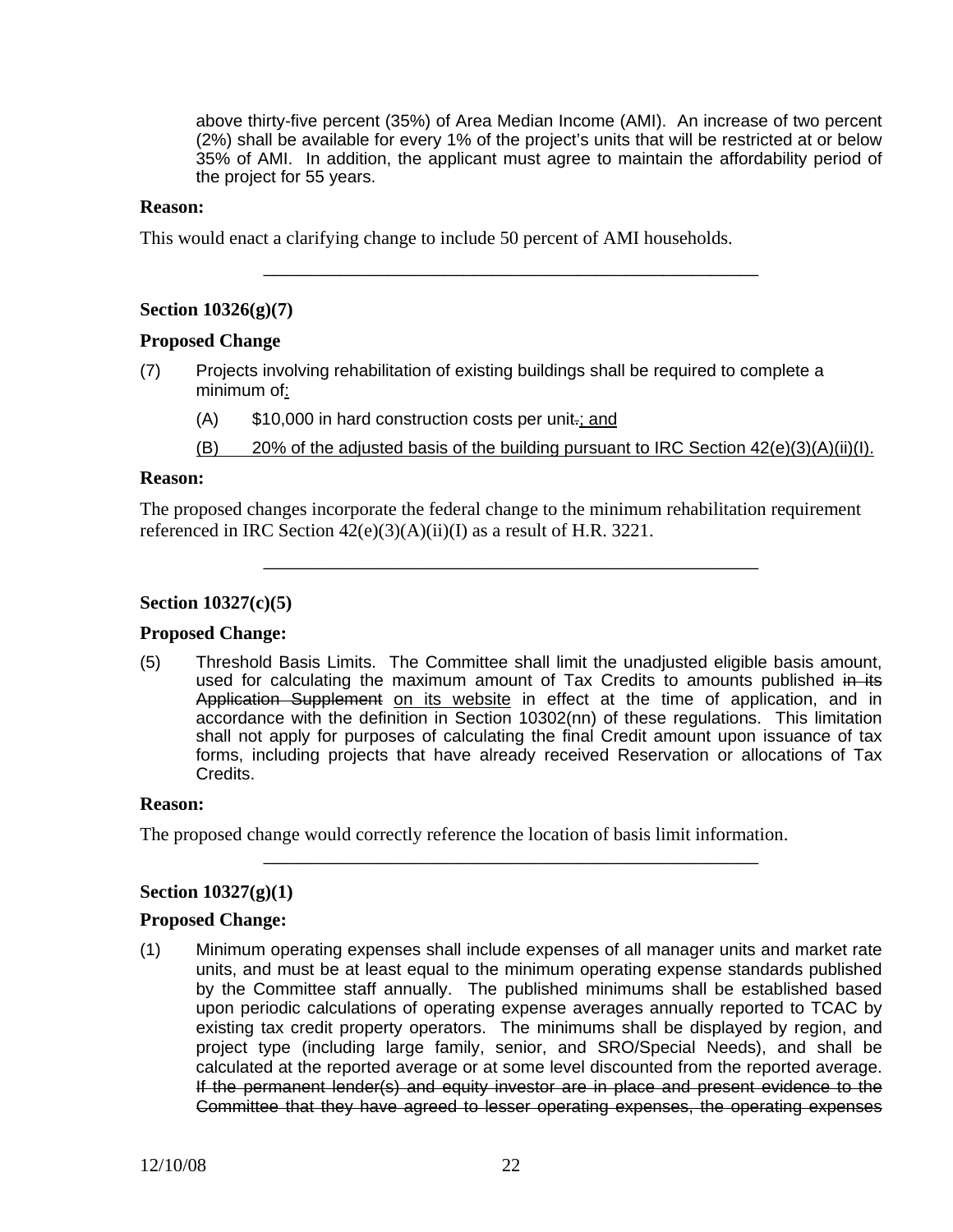above thirty-five percent (35%) of Area Median Income (AMI). An increase of two percent (2%) shall be available for every 1% of the project's units that will be restricted at or below 35% of AMI. In addition, the applicant must agree to maintain the affordability period of the project for 55 years.

**Reason:**

This would enact a clarifying change to include 50 percent of AMI households.

---

**Section 10326(g)(7)**

**Proposed Change**

(7) Projects involving rehabilitation of existing buildings shall be required to complete a minimum of<u>:</u>

(A) $10,000 in hard construction costs per unit~~.~~<u>; and</u>

<u>(B) 20% of the adjusted basis of the building pursuant to IRC Section 42(e)(3)(A)(ii)(I).</u>

**Reason:**

The proposed changes incorporate the federal change to the minimum rehabilitation requirement referenced in IRC Section 42(e)(3)(A)(ii)(I) as a result of H.R. 3221.

---

**Section 10327(c)(5)**

**Proposed Change:**

(5) Threshold Basis Limits. The Committee shall limit the unadjusted eligible basis amount, used for calculating the maximum amount of Tax Credits to amounts published ~~in its Application Supplement~~ <u>on its website</u> in effect at the time of application, and in accordance with the definition in Section 10302(nn) of these regulations. This limitation shall not apply for purposes of calculating the final Credit amount upon issuance of tax forms, including projects that have already received Reservation or allocations of Tax Credits.

**Reason:**

The proposed change would correctly reference the location of basis limit information.

---

**Section 10327(g)(1)**

**Proposed Change:**

(1) Minimum operating expenses shall include expenses of all manager units and market rate units, and must be at least equal to the minimum operating expense standards published by the Committee staff annually. The published minimums shall be established based upon periodic calculations of operating expense averages annually reported to TCAC by existing tax credit property operators. The minimums shall be displayed by region, and project type (including large family, senior, and SRO/Special Needs), and shall be calculated at the reported average or at some level discounted from the reported average. ~~If the permanent lender(s) and equity investor are in place and present evidence to the Committee that they have agreed to lesser operating expenses, the operating expenses~~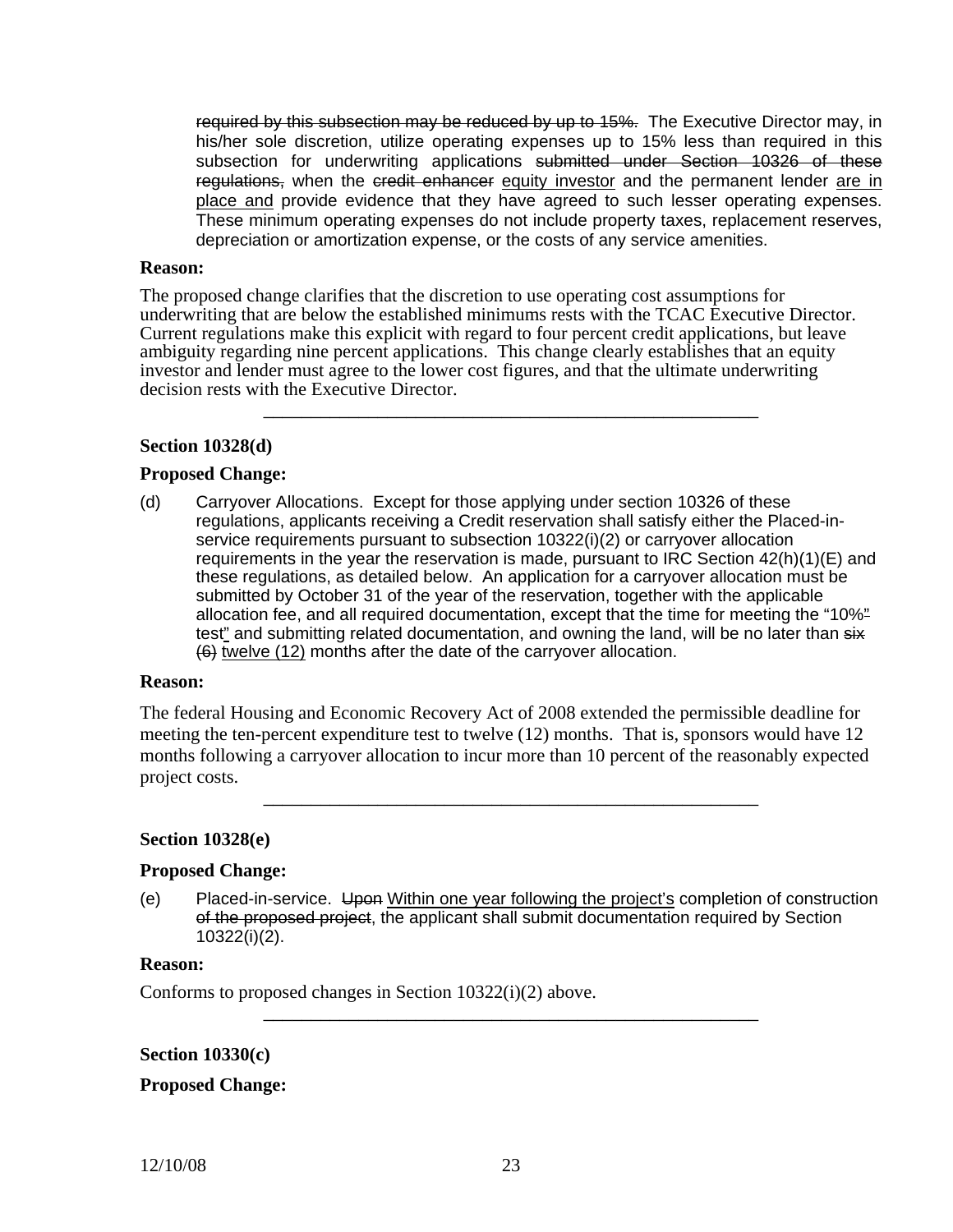~~required by this subsection may be reduced by up to 15%.~~ The Executive Director may, in his/her sole discretion, utilize operating expenses up to 15% less than required in this subsection for underwriting applications ~~submitted under Section 10326 of these regulations,~~ when the ~~credit enhancer~~ <u>equity investor</u> and the permanent lender <u>are in place and</u> provide evidence that they have agreed to such lesser operating expenses. These minimum operating expenses do not include property taxes, replacement reserves, depreciation or amortization expense, or the costs of any service amenities.

**Reason:**

The proposed change clarifies that the discretion to use operating cost assumptions for underwriting that are below the established minimums rests with the TCAC Executive Director. Current regulations make this explicit with regard to four percent credit applications, but leave ambiguity regarding nine percent applications. This change clearly establishes that an equity investor and lender must agree to the lower cost figures, and that the ultimate underwriting decision rests with the Executive Director.

---

**Section 10328(d)**

**Proposed Change:**

(d) Carryover Allocations. Except for those applying under section 10326 of these regulations, applicants receiving a Credit reservation shall satisfy either the Placed-in-service requirements pursuant to subsection 10322(i)(2) or carryover allocation requirements in the year the reservation is made, pursuant to IRC Section 42(h)(1)(E) and these regulations, as detailed below. An application for a carryover allocation must be submitted by October 31 of the year of the reservation, together with the applicable allocation fee, and all required documentation, except that the time for meeting the "10%~~"~~ test<u>"</u> and submitting related documentation, and owning the land, will be no later than ~~six (6)~~ <u>twelve (12)</u> months after the date of the carryover allocation.

**Reason:**

The federal Housing and Economic Recovery Act of 2008 extended the permissible deadline for meeting the ten-percent expenditure test to twelve (12) months. That is, sponsors would have 12 months following a carryover allocation to incur more than 10 percent of the reasonably expected project costs.

---

**Section 10328(e)**

**Proposed Change:**

(e) Placed-in-service. ~~Upon~~ <u>Within one year following the project's</u> completion of construction ~~of the proposed project~~, the applicant shall submit documentation required by Section 10322(i)(2).

**Reason:**

Conforms to proposed changes in Section 10322(i)(2) above.

---

**Section 10330(c)**

**Proposed Change:**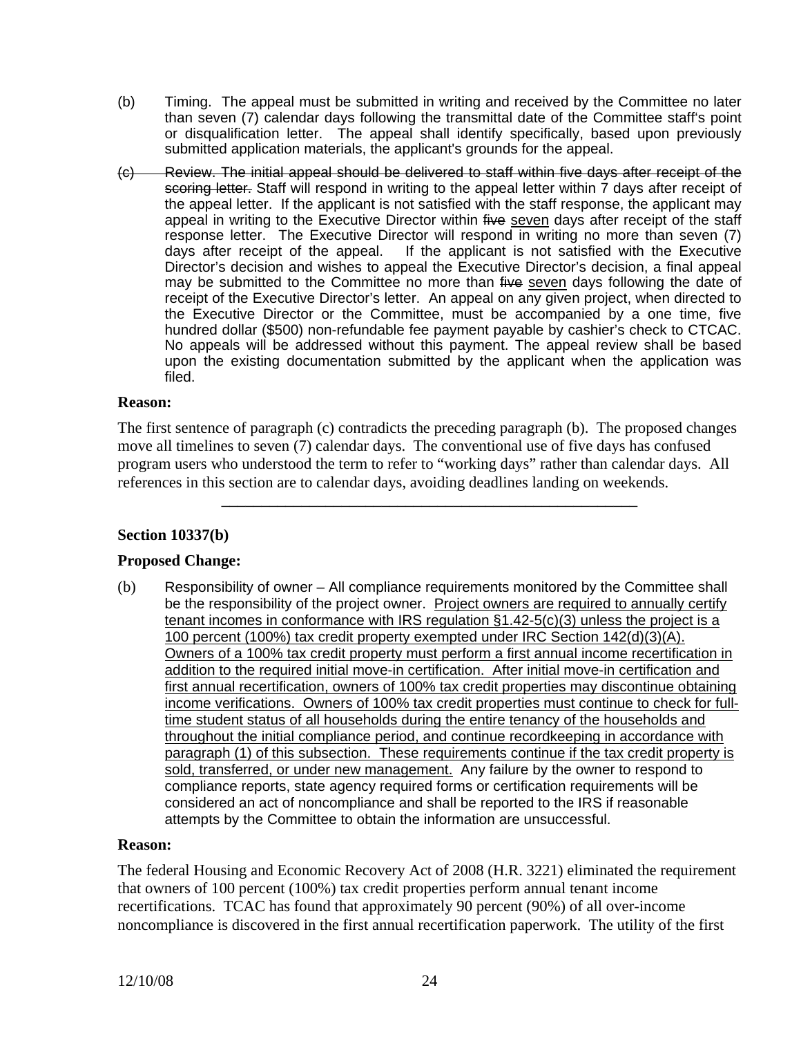(b) Timing. The appeal must be submitted in writing and received by the Committee no later than seven (7) calendar days following the transmittal date of the Committee staff's point or disqualification letter. The appeal shall identify specifically, based upon previously submitted application materials, the applicant's grounds for the appeal.

~~(c) Review. The initial appeal should be delivered to staff within five days after receipt of the scoring letter.~~ Staff will respond in writing to the appeal letter within 7 days after receipt of the appeal letter. If the applicant is not satisfied with the staff response, the applicant may appeal in writing to the Executive Director within ~~five~~ <u>seven</u> days after receipt of the staff response letter. The Executive Director will respond in writing no more than seven (7) days after receipt of the appeal. If the applicant is not satisfied with the Executive Director's decision and wishes to appeal the Executive Director's decision, a final appeal may be submitted to the Committee no more than ~~five~~ <u>seven</u> days following the date of receipt of the Executive Director's letter. An appeal on any given project, when directed to the Executive Director or the Committee, must be accompanied by a one time, five hundred dollar ($500) non-refundable fee payment payable by cashier's check to CTCAC. No appeals will be addressed without this payment. The appeal review shall be based upon the existing documentation submitted by the applicant when the application was filed.

**Reason:**

The first sentence of paragraph (c) contradicts the preceding paragraph (b). The proposed changes move all timelines to seven (7) calendar days. The conventional use of five days has confused program users who understood the term to refer to "working days" rather than calendar days. All references in this section are to calendar days, avoiding deadlines landing on weekends.

---

**Section 10337(b)**

**Proposed Change:**

(b) Responsibility of owner – All compliance requirements monitored by the Committee shall be the responsibility of the project owner. <u>Project owners are required to annually certify tenant incomes in conformance with IRS regulation §1.42-5(c)(3) unless the project is a 100 percent (100%) tax credit property exempted under IRC Section 142(d)(3)(A). Owners of a 100% tax credit property must perform a first annual income recertification in addition to the required initial move-in certification. After initial move-in certification and first annual recertification, owners of 100% tax credit properties may discontinue obtaining income verifications. Owners of 100% tax credit properties must continue to check for full-time student status of all households during the entire tenancy of the households and throughout the initial compliance period, and continue recordkeeping in accordance with paragraph (1) of this subsection. These requirements continue if the tax credit property is sold, transferred, or under new management.</u> Any failure by the owner to respond to compliance reports, state agency required forms or certification requirements will be considered an act of noncompliance and shall be reported to the IRS if reasonable attempts by the Committee to obtain the information are unsuccessful.

**Reason:**

The federal Housing and Economic Recovery Act of 2008 (H.R. 3221) eliminated the requirement that owners of 100 percent (100%) tax credit properties perform annual tenant income recertifications. TCAC has found that approximately 90 percent (90%) of all over-income noncompliance is discovered in the first annual recertification paperwork. The utility of the first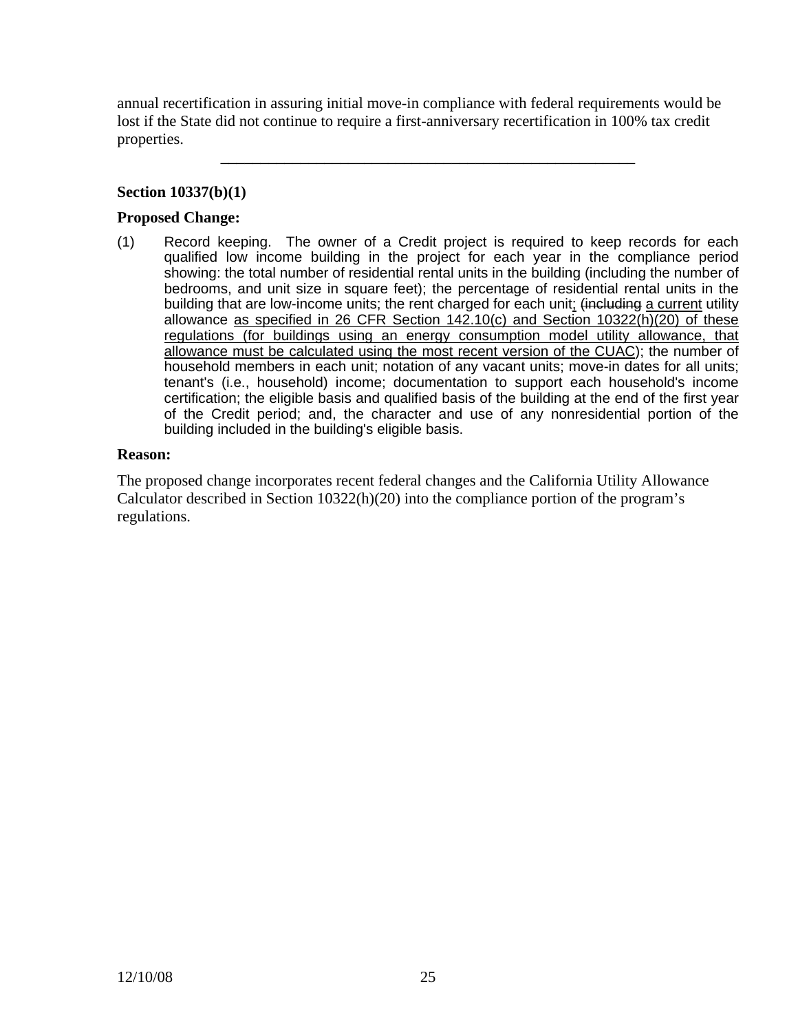annual recertification in assuring initial move-in compliance with federal requirements would be lost if the State did not continue to require a first-anniversary recertification in 100% tax credit properties.

---

**Section 10337(b)(1)**

**Proposed Change:**

(1) Record keeping. The owner of a Credit project is required to keep records for each qualified low income building in the project for each year in the compliance period showing: the total number of residential rental units in the building (including the number of bedrooms, and unit size in square feet); the percentage of residential rental units in the building that are low-income units; the rent charged for each unit; ~~(including~~ a current utility allowance as specified in 26 CFR Section 142.10(c) and Section 10322(h)(20) of these regulations (for buildings using an energy consumption model utility allowance, that allowance must be calculated using the most recent version of the CUAC); the number of household members in each unit; notation of any vacant units; move-in dates for all units; tenant's (i.e., household) income; documentation to support each household's income certification; the eligible basis and qualified basis of the building at the end of the first year of the Credit period; and, the character and use of any nonresidential portion of the building included in the building's eligible basis.

**Reason:**

The proposed change incorporates recent federal changes and the California Utility Allowance Calculator described in Section 10322(h)(20) into the compliance portion of the program's regulations.